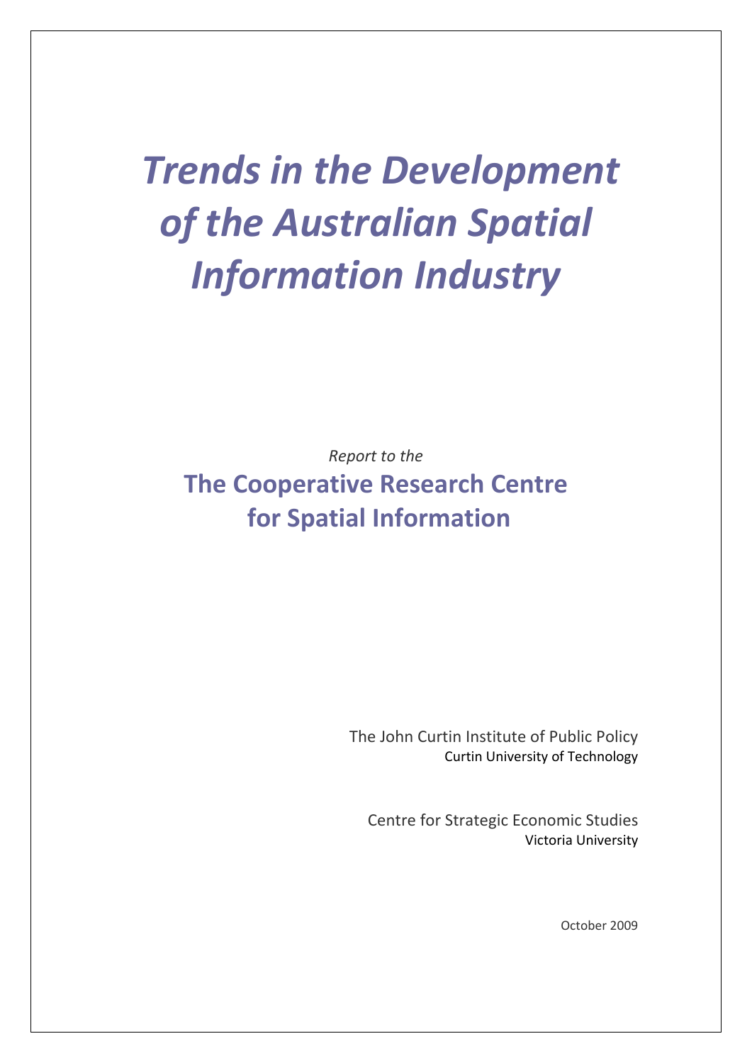# *Trends in the Development of the Australian Spatial Information Industry*

*Report to the*

## The Cooperative Research Centre for Spatial Information

The John Curtin Institute of Public Policy
Curtin University of Technology

Centre for Strategic Economic Studies
Victoria University

October 2009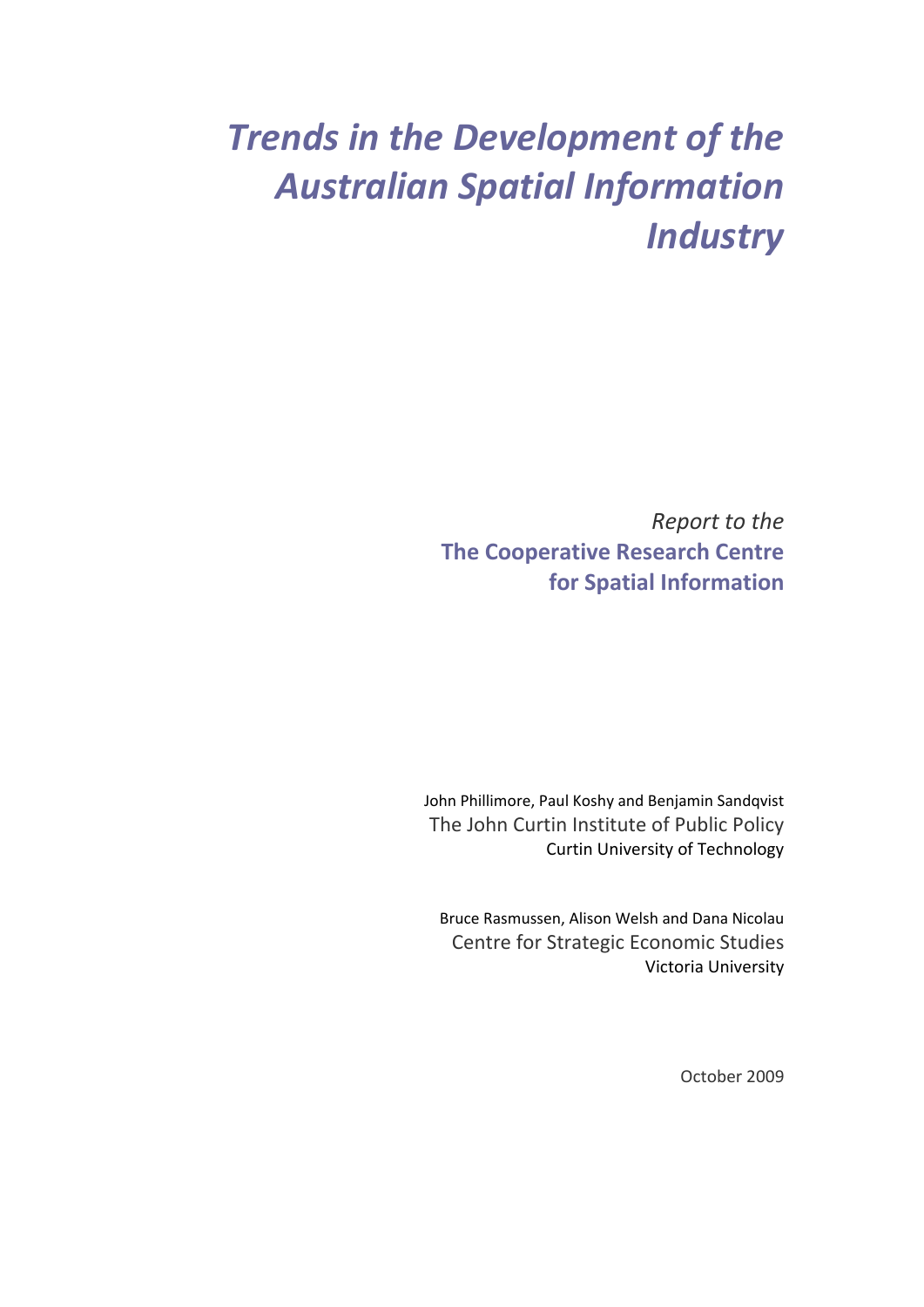# *Trends in the Development of the Australian Spatial Information Industry*

*Report to the*
**The Cooperative Research Centre for Spatial Information**

John Phillimore, Paul Koshy and Benjamin Sandqvist
The John Curtin Institute of Public Policy
Curtin University of Technology

Bruce Rasmussen, Alison Welsh and Dana Nicolau
Centre for Strategic Economic Studies
Victoria University

October 2009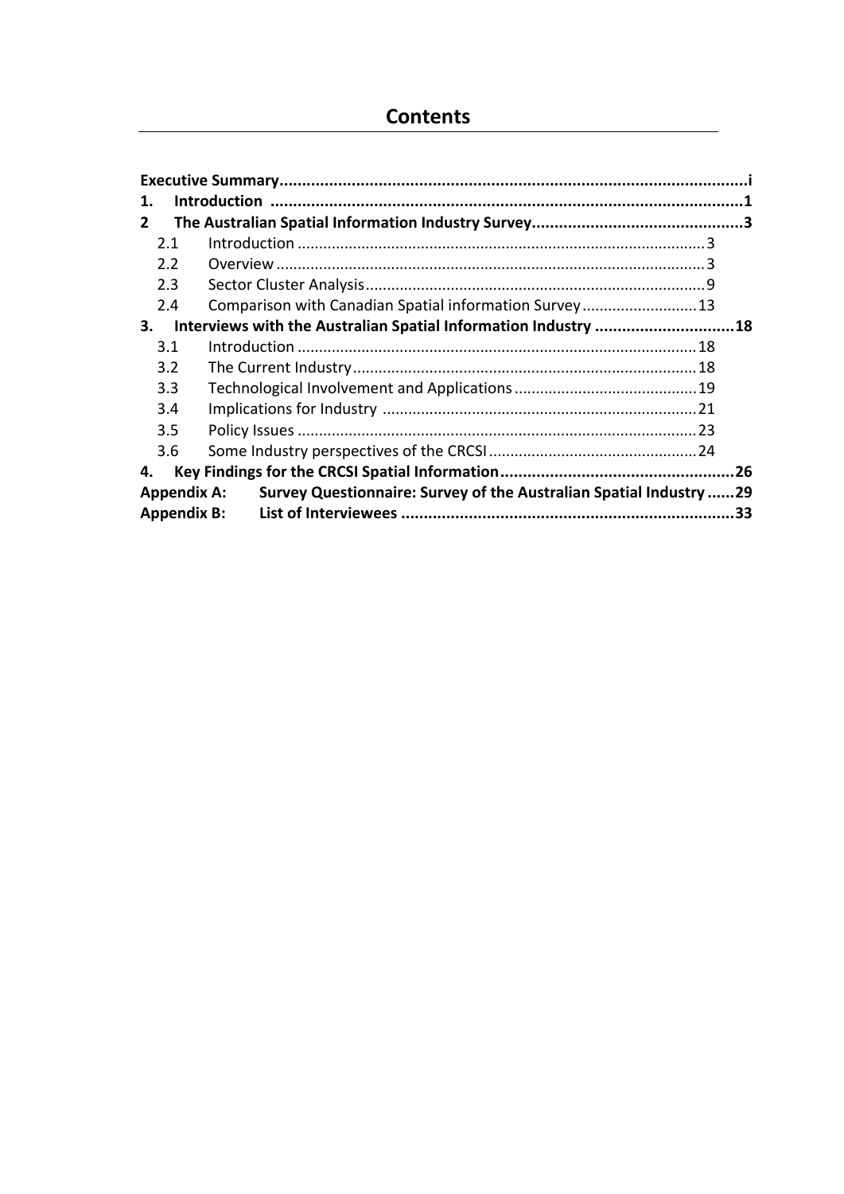# Contents

**Executive Summary** .......................................................... **i**

**1. Introduction** .......................................................... **1**

**2 The Australian Spatial Information Industry Survey** .......................................................... **3**

- 2.1 Introduction .......................................................... 3
- 2.2 Overview .......................................................... 3
- 2.3 Sector Cluster Analysis .......................................................... 9
- 2.4 Comparison with Canadian Spatial information Survey .......................................................... 13

**3. Interviews with the Australian Spatial Information Industry** .......................................................... **18**

- 3.1 Introduction .......................................................... 18
- 3.2 The Current Industry .......................................................... 18
- 3.3 Technological Involvement and Applications .......................................................... 19
- 3.4 Implications for Industry .......................................................... 21
- 3.5 Policy Issues .......................................................... 23
- 3.6 Some Industry perspectives of the CRCSI .......................................................... 24

**4. Key Findings for the CRCSI Spatial Information** .......................................................... **26**

**Appendix A: Survey Questionnaire: Survey of the Australian Spatial Industry** .......................................................... **29**

**Appendix B: List of Interviewees** .......................................................... **33**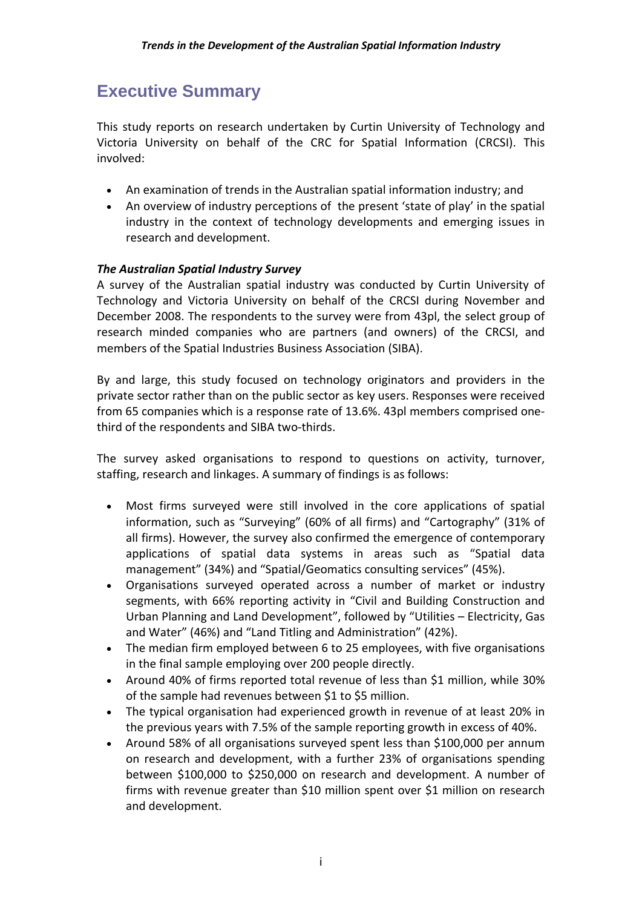# Executive Summary

This study reports on research undertaken by Curtin University of Technology and Victoria University on behalf of the CRC for Spatial Information (CRCSI). This involved:

- An examination of trends in the Australian spatial information industry; and
- An overview of industry perceptions of the present 'state of play' in the spatial industry in the context of technology developments and emerging issues in research and development.

***The Australian Spatial Industry Survey***

A survey of the Australian spatial industry was conducted by Curtin University of Technology and Victoria University on behalf of the CRCSI during November and December 2008. The respondents to the survey were from 43pl, the select group of research minded companies who are partners (and owners) of the CRCSI, and members of the Spatial Industries Business Association (SIBA).

By and large, this study focused on technology originators and providers in the private sector rather than on the public sector as key users. Responses were received from 65 companies which is a response rate of 13.6%. 43pl members comprised one-third of the respondents and SIBA two-thirds.

The survey asked organisations to respond to questions on activity, turnover, staffing, research and linkages. A summary of findings is as follows:

- Most firms surveyed were still involved in the core applications of spatial information, such as "Surveying" (60% of all firms) and "Cartography" (31% of all firms). However, the survey also confirmed the emergence of contemporary applications of spatial data systems in areas such as "Spatial data management" (34%) and "Spatial/Geomatics consulting services" (45%).
- Organisations surveyed operated across a number of market or industry segments, with 66% reporting activity in "Civil and Building Construction and Urban Planning and Land Development", followed by "Utilities – Electricity, Gas and Water" (46%) and "Land Titling and Administration" (42%).
- The median firm employed between 6 to 25 employees, with five organisations in the final sample employing over 200 people directly.
- Around 40% of firms reported total revenue of less than $1 million, while 30% of the sample had revenues between $1 to $5 million.
- The typical organisation had experienced growth in revenue of at least 20% in the previous years with 7.5% of the sample reporting growth in excess of 40%.
- Around 58% of all organisations surveyed spent less than $100,000 per annum on research and development, with a further 23% of organisations spending between $100,000 to $250,000 on research and development. A number of firms with revenue greater than $10 million spent over $1 million on research and development.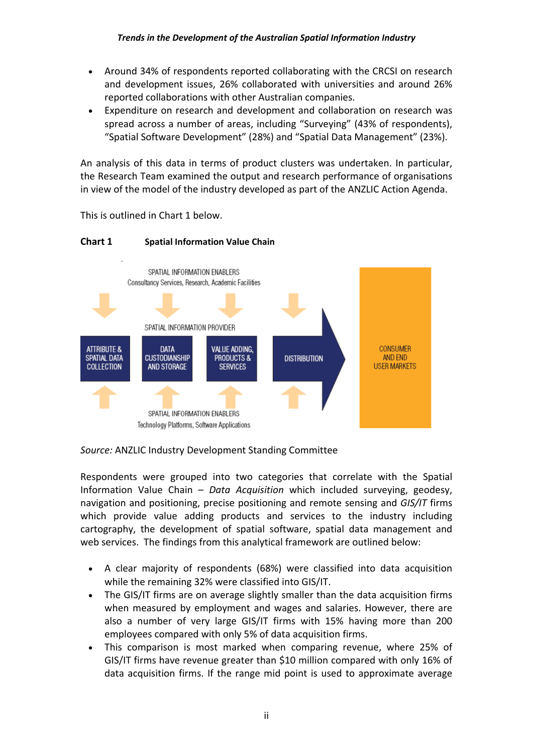- Around 34% of respondents reported collaborating with the CRCSI on research and development issues, 26% collaborated with universities and around 26% reported collaborations with other Australian companies.
- Expenditure on research and development and collaboration on research was spread across a number of areas, including “Surveying” (43% of respondents), “Spatial Software Development” (28%) and “Spatial Data Management” (23%).

An analysis of this data in terms of product clusters was undertaken. In particular, the Research Team examined the output and research performance of organisations in view of the model of the industry developed as part of the ANZLIC Action Agenda.

This is outlined in Chart 1 below.

**Chart 1 Spatial Information Value Chain**

SPATIAL INFORMATION ENABLERS
Consultancy Services, Research, Academic Facilities

SPATIAL INFORMATION PROVIDER

ATTRIBUTE & SPATIAL DATA COLLECTION | DATA CUSTODIANSHIP AND STORAGE | VALUE ADDING, PRODUCTS & SERVICES | DISTRIBUTION | CONSUMER AND END USER MARKETS

SPATIAL INFORMATION ENABLERS
Technology Platforms, Software Applications

*Source:* ANZLIC Industry Development Standing Committee

Respondents were grouped into two categories that correlate with the Spatial Information Value Chain – *Data Acquisition* which included surveying, geodesy, navigation and positioning, precise positioning and remote sensing and *GIS/IT* firms which provide value adding products and services to the industry including cartography, the development of spatial software, spatial data management and web services. The findings from this analytical framework are outlined below:

- A clear majority of respondents (68%) were classified into data acquisition while the remaining 32% were classified into GIS/IT.
- The GIS/IT firms are on average slightly smaller than the data acquisition firms when measured by employment and wages and salaries. However, there are also a number of very large GIS/IT firms with 15% having more than 200 employees compared with only 5% of data acquisition firms.
- This comparison is most marked when comparing revenue, where 25% of GIS/IT firms have revenue greater than $10 million compared with only 16% of data acquisition firms. If the range mid point is used to approximate average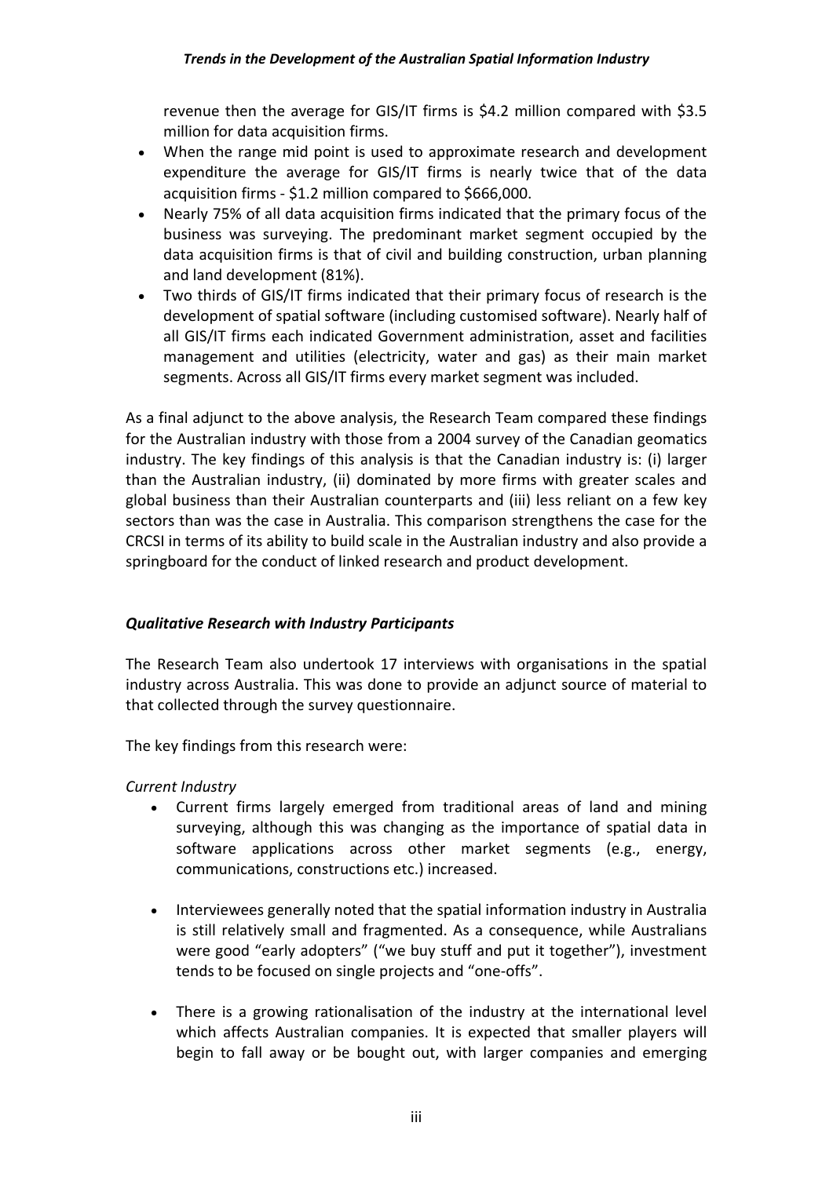revenue then the average for GIS/IT firms is $4.2 million compared with $3.5 million for data acquisition firms.

- When the range mid point is used to approximate research and development expenditure the average for GIS/IT firms is nearly twice that of the data acquisition firms - $1.2 million compared to $666,000.
- Nearly 75% of all data acquisition firms indicated that the primary focus of the business was surveying. The predominant market segment occupied by the data acquisition firms is that of civil and building construction, urban planning and land development (81%).
- Two thirds of GIS/IT firms indicated that their primary focus of research is the development of spatial software (including customised software). Nearly half of all GIS/IT firms each indicated Government administration, asset and facilities management and utilities (electricity, water and gas) as their main market segments. Across all GIS/IT firms every market segment was included.

As a final adjunct to the above analysis, the Research Team compared these findings for the Australian industry with those from a 2004 survey of the Canadian geomatics industry. The key findings of this analysis is that the Canadian industry is: (i) larger than the Australian industry, (ii) dominated by more firms with greater scales and global business than their Australian counterparts and (iii) less reliant on a few key sectors than was the case in Australia. This comparison strengthens the case for the CRCSI in terms of its ability to build scale in the Australian industry and also provide a springboard for the conduct of linked research and product development.

### *Qualitative Research with Industry Participants*

The Research Team also undertook 17 interviews with organisations in the spatial industry across Australia. This was done to provide an adjunct source of material to that collected through the survey questionnaire.

The key findings from this research were:

*Current Industry*

- Current firms largely emerged from traditional areas of land and mining surveying, although this was changing as the importance of spatial data in software applications across other market segments (e.g., energy, communications, constructions etc.) increased.
- Interviewees generally noted that the spatial information industry in Australia is still relatively small and fragmented. As a consequence, while Australians were good "early adopters" ("we buy stuff and put it together"), investment tends to be focused on single projects and "one-offs".
- There is a growing rationalisation of the industry at the international level which affects Australian companies. It is expected that smaller players will begin to fall away or be bought out, with larger companies and emerging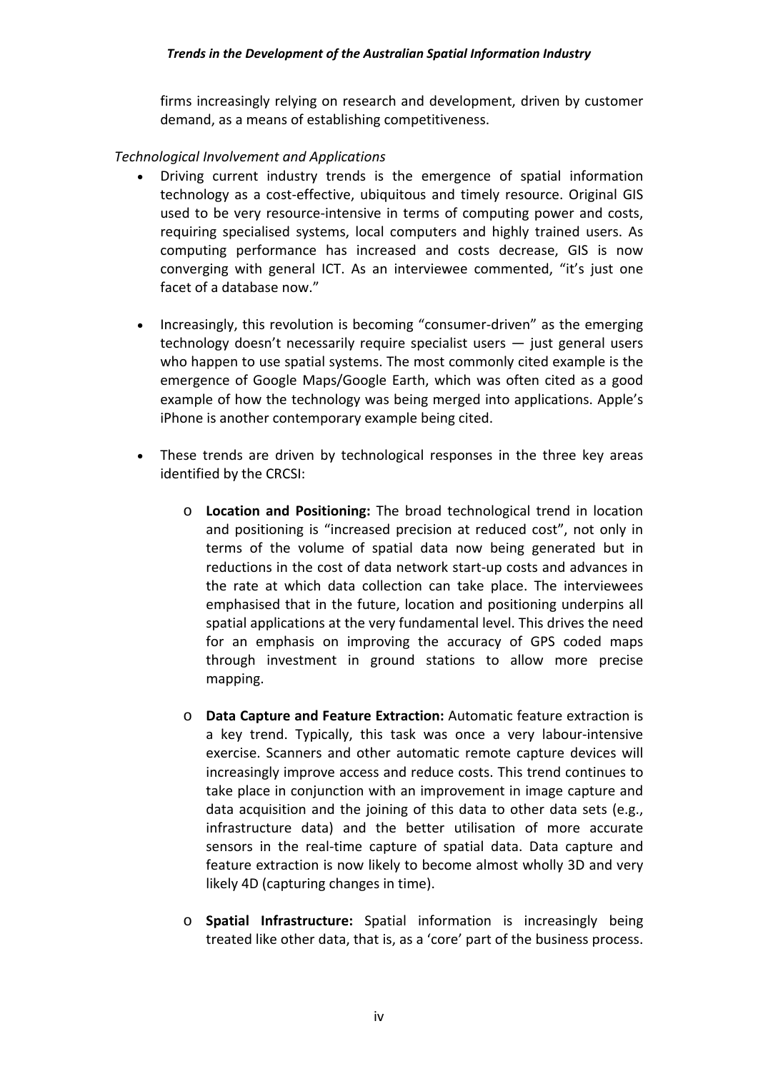firms increasingly relying on research and development, driven by customer demand, as a means of establishing competitiveness.

*Technological Involvement and Applications*

- Driving current industry trends is the emergence of spatial information technology as a cost-effective, ubiquitous and timely resource. Original GIS used to be very resource-intensive in terms of computing power and costs, requiring specialised systems, local computers and highly trained users. As computing performance has increased and costs decrease, GIS is now converging with general ICT. As an interviewee commented, "it's just one facet of a database now."

- Increasingly, this revolution is becoming "consumer-driven" as the emerging technology doesn't necessarily require specialist users — just general users who happen to use spatial systems. The most commonly cited example is the emergence of Google Maps/Google Earth, which was often cited as a good example of how the technology was being merged into applications. Apple's iPhone is another contemporary example being cited.

- These trends are driven by technological responses in the three key areas identified by the CRCSI:

    - **Location and Positioning:** The broad technological trend in location and positioning is "increased precision at reduced cost", not only in terms of the volume of spatial data now being generated but in reductions in the cost of data network start-up costs and advances in the rate at which data collection can take place. The interviewees emphasised that in the future, location and positioning underpins all spatial applications at the very fundamental level. This drives the need for an emphasis on improving the accuracy of GPS coded maps through investment in ground stations to allow more precise mapping.

    - **Data Capture and Feature Extraction:** Automatic feature extraction is a key trend. Typically, this task was once a very labour-intensive exercise. Scanners and other automatic remote capture devices will increasingly improve access and reduce costs. This trend continues to take place in conjunction with an improvement in image capture and data acquisition and the joining of this data to other data sets (e.g., infrastructure data) and the better utilisation of more accurate sensors in the real-time capture of spatial data. Data capture and feature extraction is now likely to become almost wholly 3D and very likely 4D (capturing changes in time).

    - **Spatial Infrastructure:** Spatial information is increasingly being treated like other data, that is, as a 'core' part of the business process.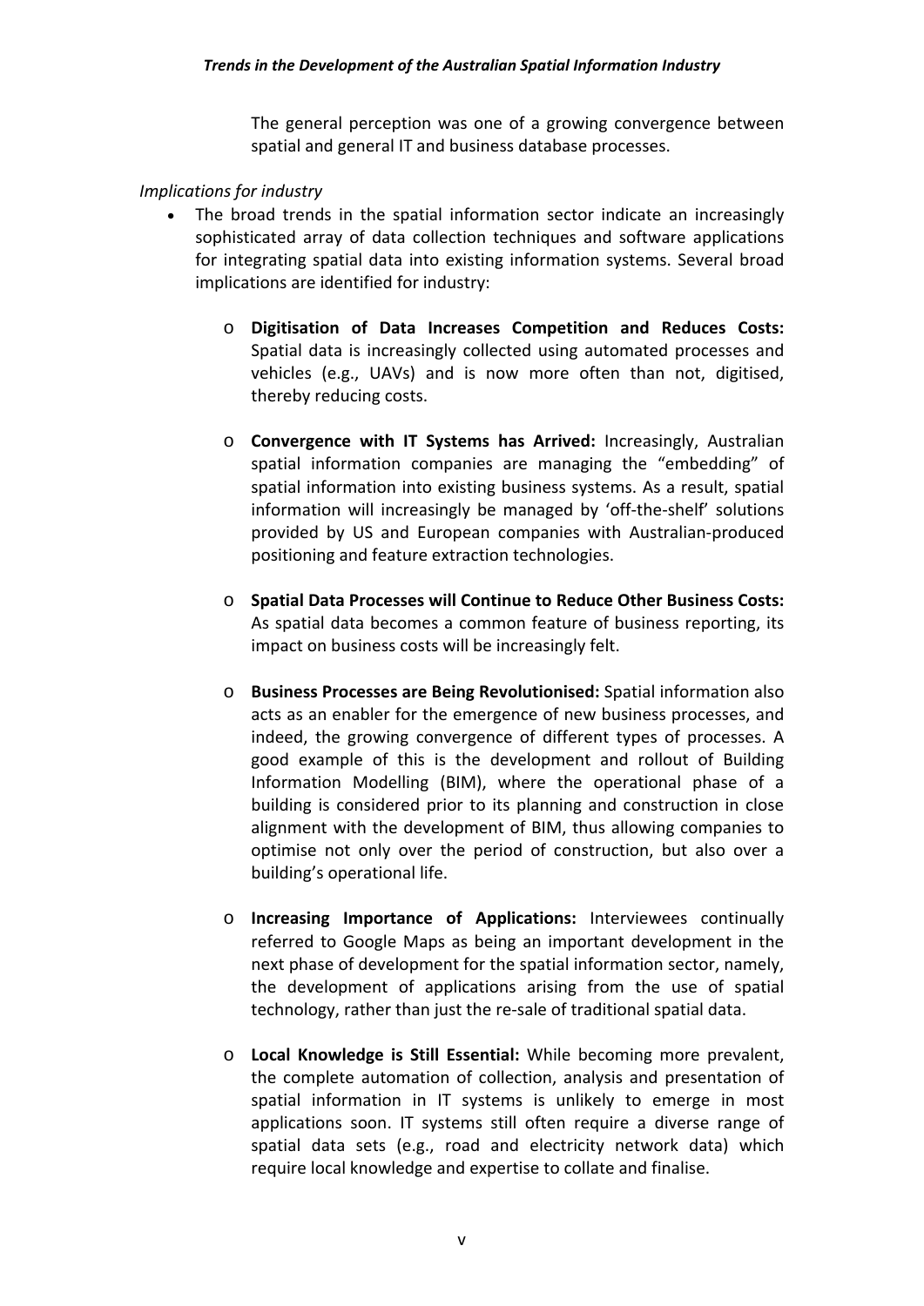The general perception was one of a growing convergence between spatial and general IT and business database processes.

*Implications for industry*

- The broad trends in the spatial information sector indicate an increasingly sophisticated array of data collection techniques and software applications for integrating spatial data into existing information systems. Several broad implications are identified for industry:

    - **Digitisation of Data Increases Competition and Reduces Costs:** Spatial data is increasingly collected using automated processes and vehicles (e.g., UAVs) and is now more often than not, digitised, thereby reducing costs.

    - **Convergence with IT Systems has Arrived:** Increasingly, Australian spatial information companies are managing the "embedding" of spatial information into existing business systems. As a result, spatial information will increasingly be managed by 'off-the-shelf' solutions provided by US and European companies with Australian-produced positioning and feature extraction technologies.

    - **Spatial Data Processes will Continue to Reduce Other Business Costs:** As spatial data becomes a common feature of business reporting, its impact on business costs will be increasingly felt.

    - **Business Processes are Being Revolutionised:** Spatial information also acts as an enabler for the emergence of new business processes, and indeed, the growing convergence of different types of processes. A good example of this is the development and rollout of Building Information Modelling (BIM), where the operational phase of a building is considered prior to its planning and construction in close alignment with the development of BIM, thus allowing companies to optimise not only over the period of construction, but also over a building's operational life.

    - **Increasing Importance of Applications:** Interviewees continually referred to Google Maps as being an important development in the next phase of development for the spatial information sector, namely, the development of applications arising from the use of spatial technology, rather than just the re-sale of traditional spatial data.

    - **Local Knowledge is Still Essential:** While becoming more prevalent, the complete automation of collection, analysis and presentation of spatial information in IT systems is unlikely to emerge in most applications soon. IT systems still often require a diverse range of spatial data sets (e.g., road and electricity network data) which require local knowledge and expertise to collate and finalise.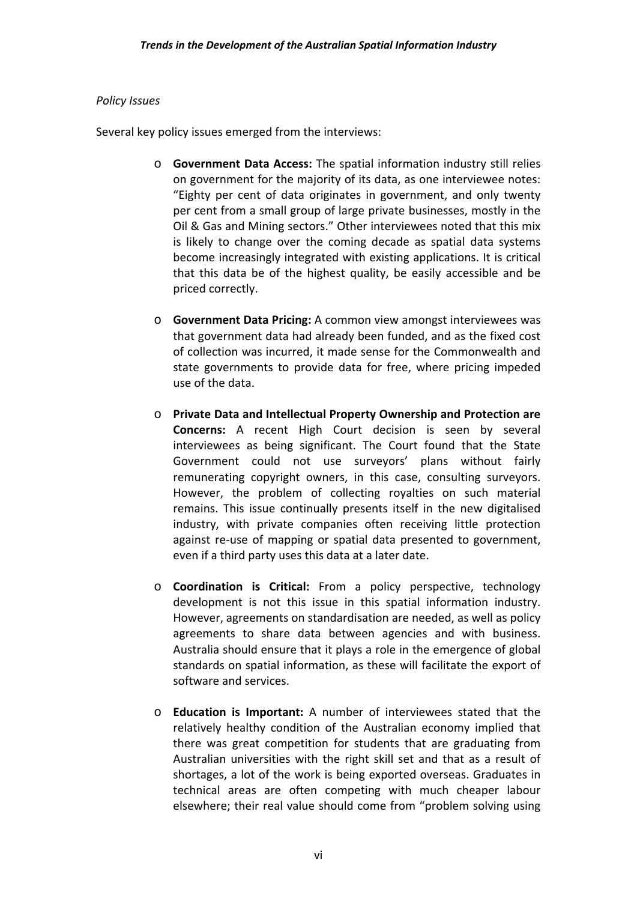*Policy Issues*

Several key policy issues emerged from the interviews:

- **Government Data Access:** The spatial information industry still relies on government for the majority of its data, as one interviewee notes: "Eighty per cent of data originates in government, and only twenty per cent from a small group of large private businesses, mostly in the Oil & Gas and Mining sectors." Other interviewees noted that this mix is likely to change over the coming decade as spatial data systems become increasingly integrated with existing applications. It is critical that this data be of the highest quality, be easily accessible and be priced correctly.

- **Government Data Pricing:** A common view amongst interviewees was that government data had already been funded, and as the fixed cost of collection was incurred, it made sense for the Commonwealth and state governments to provide data for free, where pricing impeded use of the data.

- **Private Data and Intellectual Property Ownership and Protection are Concerns:** A recent High Court decision is seen by several interviewees as being significant. The Court found that the State Government could not use surveyors' plans without fairly remunerating copyright owners, in this case, consulting surveyors. However, the problem of collecting royalties on such material remains. This issue continually presents itself in the new digitalised industry, with private companies often receiving little protection against re-use of mapping or spatial data presented to government, even if a third party uses this data at a later date.

- **Coordination is Critical:** From a policy perspective, technology development is not this issue in this spatial information industry. However, agreements on standardisation are needed, as well as policy agreements to share data between agencies and with business. Australia should ensure that it plays a role in the emergence of global standards on spatial information, as these will facilitate the export of software and services.

- **Education is Important:** A number of interviewees stated that the relatively healthy condition of the Australian economy implied that there was great competition for students that are graduating from Australian universities with the right skill set and that as a result of shortages, a lot of the work is being exported overseas. Graduates in technical areas are often competing with much cheaper labour elsewhere; their real value should come from "problem solving using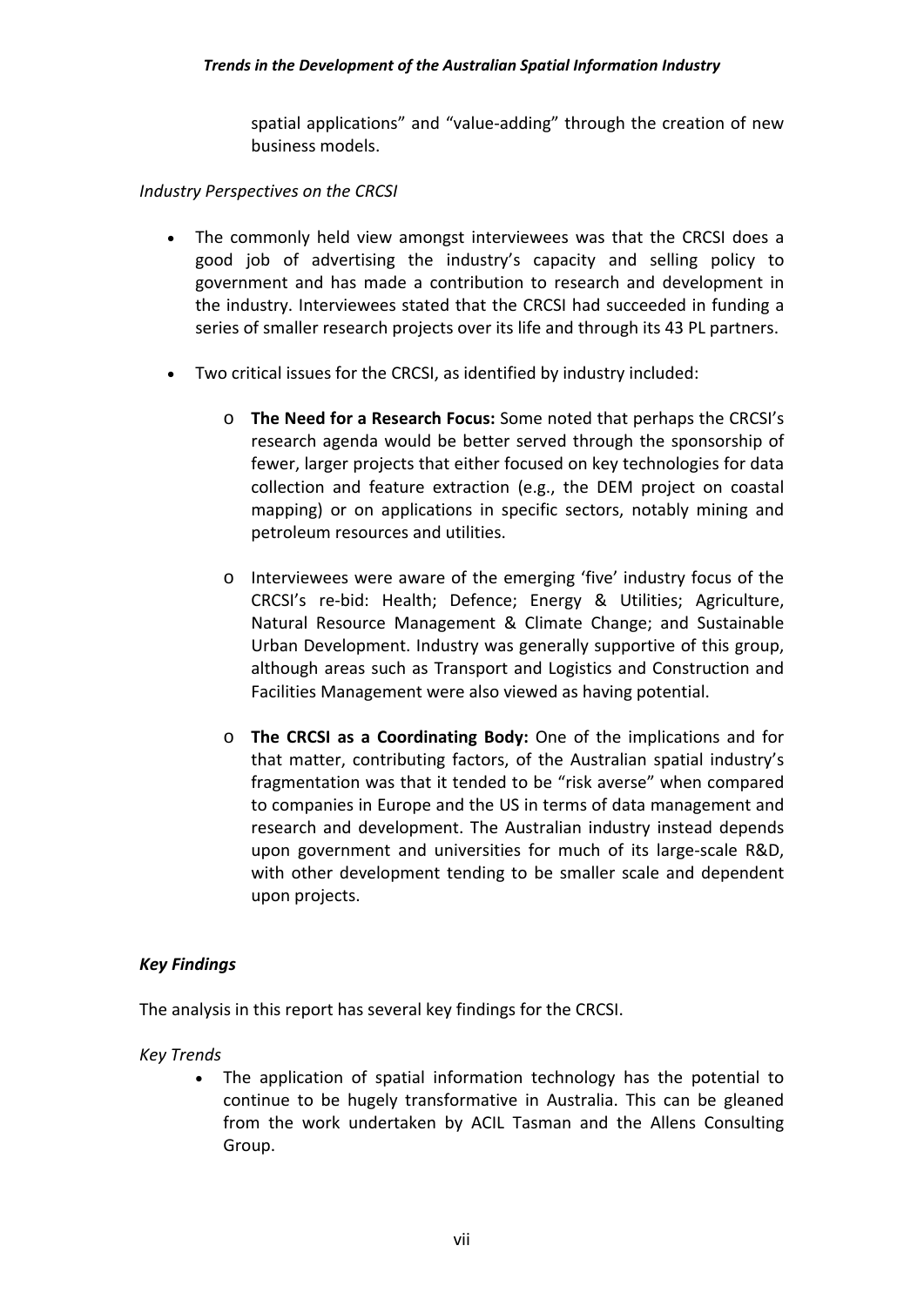spatial applications" and "value-adding" through the creation of new business models.

*Industry Perspectives on the CRCSI*

- The commonly held view amongst interviewees was that the CRCSI does a good job of advertising the industry's capacity and selling policy to government and has made a contribution to research and development in the industry. Interviewees stated that the CRCSI had succeeded in funding a series of smaller research projects over its life and through its 43 PL partners.

- Two critical issues for the CRCSI, as identified by industry included:

  - **The Need for a Research Focus:** Some noted that perhaps the CRCSI's research agenda would be better served through the sponsorship of fewer, larger projects that either focused on key technologies for data collection and feature extraction (e.g., the DEM project on coastal mapping) or on applications in specific sectors, notably mining and petroleum resources and utilities.

  - Interviewees were aware of the emerging 'five' industry focus of the CRCSI's re-bid: Health; Defence; Energy & Utilities; Agriculture, Natural Resource Management & Climate Change; and Sustainable Urban Development. Industry was generally supportive of this group, although areas such as Transport and Logistics and Construction and Facilities Management were also viewed as having potential.

  - **The CRCSI as a Coordinating Body:** One of the implications and for that matter, contributing factors, of the Australian spatial industry's fragmentation was that it tended to be "risk averse" when compared to companies in Europe and the US in terms of data management and research and development. The Australian industry instead depends upon government and universities for much of its large-scale R&D, with other development tending to be smaller scale and dependent upon projects.

## *Key Findings*

The analysis in this report has several key findings for the CRCSI.

*Key Trends*

- The application of spatial information technology has the potential to continue to be hugely transformative in Australia. This can be gleaned from the work undertaken by ACIL Tasman and the Allens Consulting Group.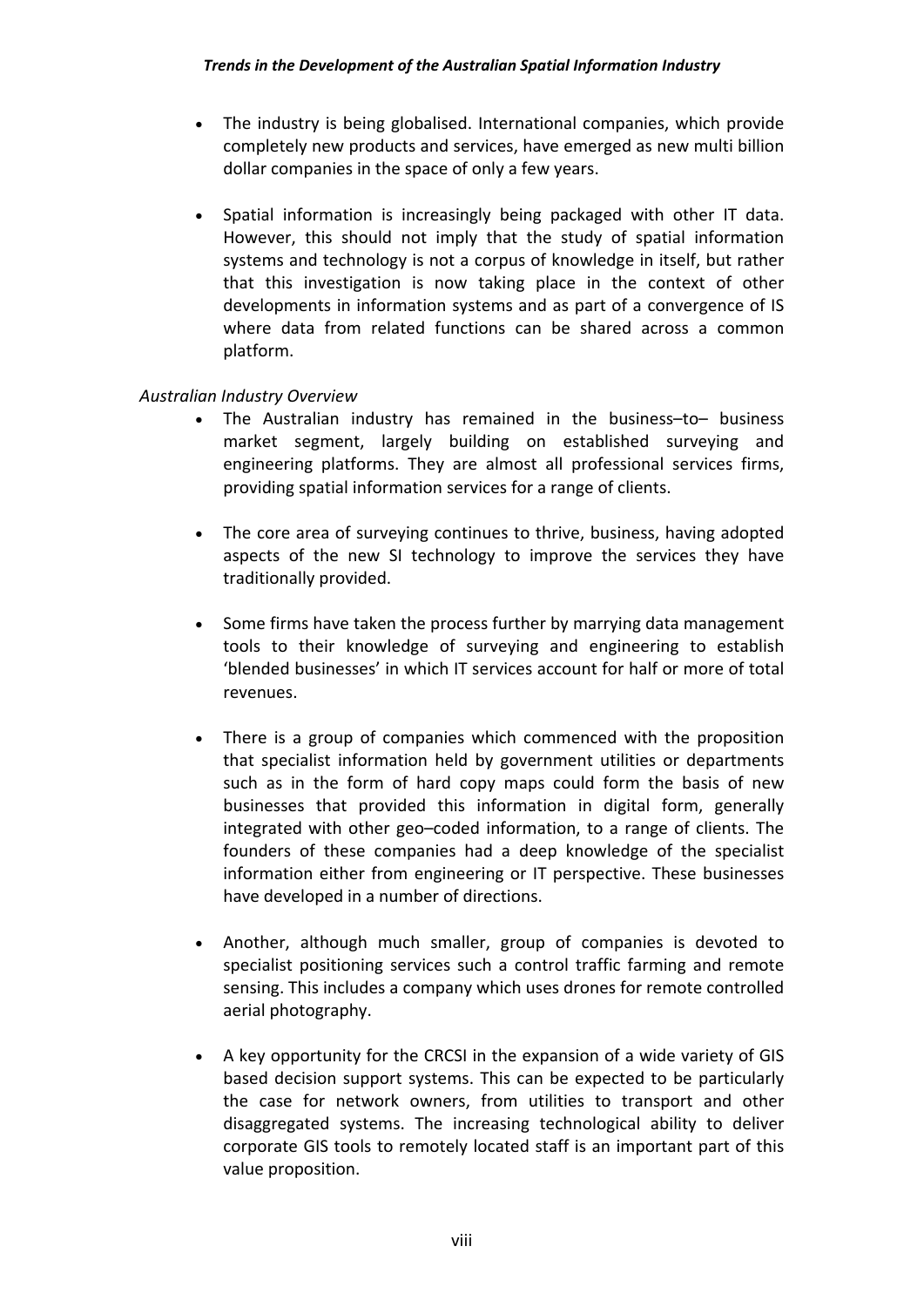- The industry is being globalised. International companies, which provide completely new products and services, have emerged as new multi billion dollar companies in the space of only a few years.

- Spatial information is increasingly being packaged with other IT data. However, this should not imply that the study of spatial information systems and technology is not a corpus of knowledge in itself, but rather that this investigation is now taking place in the context of other developments in information systems and as part of a convergence of IS where data from related functions can be shared across a common platform.

*Australian Industry Overview*

- The Australian industry has remained in the business–to– business market segment, largely building on established surveying and engineering platforms. They are almost all professional services firms, providing spatial information services for a range of clients.

- The core area of surveying continues to thrive, business, having adopted aspects of the new SI technology to improve the services they have traditionally provided.

- Some firms have taken the process further by marrying data management tools to their knowledge of surveying and engineering to establish 'blended businesses' in which IT services account for half or more of total revenues.

- There is a group of companies which commenced with the proposition that specialist information held by government utilities or departments such as in the form of hard copy maps could form the basis of new businesses that provided this information in digital form, generally integrated with other geo–coded information, to a range of clients. The founders of these companies had a deep knowledge of the specialist information either from engineering or IT perspective. These businesses have developed in a number of directions.

- Another, although much smaller, group of companies is devoted to specialist positioning services such a control traffic farming and remote sensing. This includes a company which uses drones for remote controlled aerial photography.

- A key opportunity for the CRCSI in the expansion of a wide variety of GIS based decision support systems. This can be expected to be particularly the case for network owners, from utilities to transport and other disaggregated systems. The increasing technological ability to deliver corporate GIS tools to remotely located staff is an important part of this value proposition.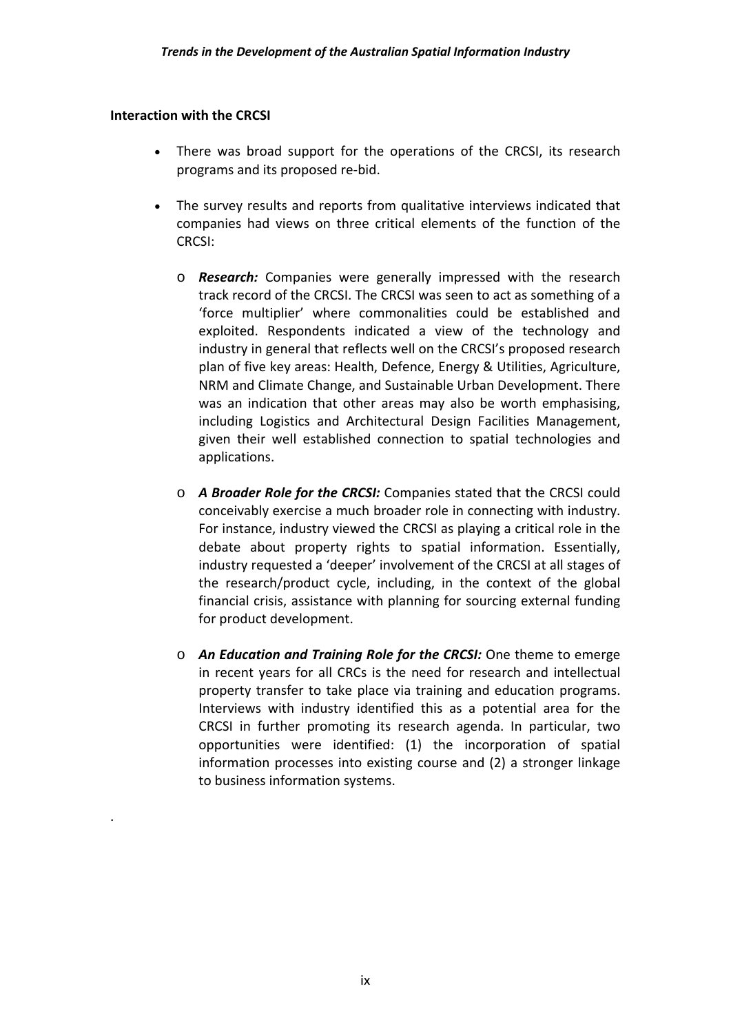**Interaction with the CRCSI**

- There was broad support for the operations of the CRCSI, its research programs and its proposed re-bid.
- The survey results and reports from qualitative interviews indicated that companies had views on three critical elements of the function of the CRCSI:
  - ***Research:*** Companies were generally impressed with the research track record of the CRCSI. The CRCSI was seen to act as something of a 'force multiplier' where commonalities could be established and exploited. Respondents indicated a view of the technology and industry in general that reflects well on the CRCSI's proposed research plan of five key areas: Health, Defence, Energy & Utilities, Agriculture, NRM and Climate Change, and Sustainable Urban Development. There was an indication that other areas may also be worth emphasising, including Logistics and Architectural Design Facilities Management, given their well established connection to spatial technologies and applications.
  - ***A Broader Role for the CRCSI:*** Companies stated that the CRCSI could conceivably exercise a much broader role in connecting with industry. For instance, industry viewed the CRCSI as playing a critical role in the debate about property rights to spatial information. Essentially, industry requested a 'deeper' involvement of the CRCSI at all stages of the research/product cycle, including, in the context of the global financial crisis, assistance with planning for sourcing external funding for product development.
  - ***An Education and Training Role for the CRCSI:*** One theme to emerge in recent years for all CRCs is the need for research and intellectual property transfer to take place via training and education programs. Interviews with industry identified this as a potential area for the CRCSI in further promoting its research agenda. In particular, two opportunities were identified: (1) the incorporation of spatial information processes into existing course and (2) a stronger linkage to business information systems.

.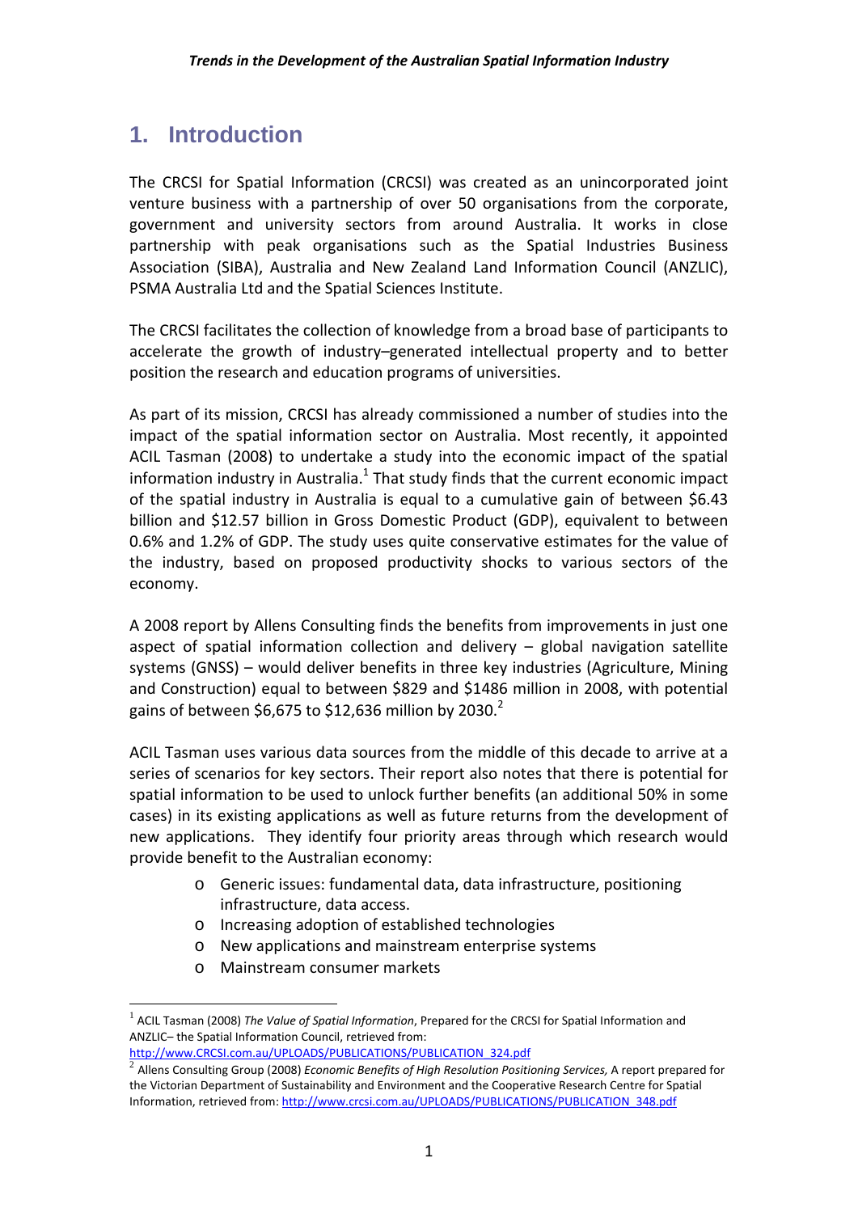# 1. Introduction

The CRCSI for Spatial Information (CRCSI) was created as an unincorporated joint venture business with a partnership of over 50 organisations from the corporate, government and university sectors from around Australia. It works in close partnership with peak organisations such as the Spatial Industries Business Association (SIBA), Australia and New Zealand Land Information Council (ANZLIC), PSMA Australia Ltd and the Spatial Sciences Institute.

The CRCSI facilitates the collection of knowledge from a broad base of participants to accelerate the growth of industry–generated intellectual property and to better position the research and education programs of universities.

As part of its mission, CRCSI has already commissioned a number of studies into the impact of the spatial information sector on Australia. Most recently, it appointed ACIL Tasman (2008) to undertake a study into the economic impact of the spatial information industry in Australia.[1] That study finds that the current economic impact of the spatial industry in Australia is equal to a cumulative gain of between $6.43 billion and $12.57 billion in Gross Domestic Product (GDP), equivalent to between 0.6% and 1.2% of GDP. The study uses quite conservative estimates for the value of the industry, based on proposed productivity shocks to various sectors of the economy.

A 2008 report by Allens Consulting finds the benefits from improvements in just one aspect of spatial information collection and delivery – global navigation satellite systems (GNSS) – would deliver benefits in three key industries (Agriculture, Mining and Construction) equal to between $829 and $1486 million in 2008, with potential gains of between $6,675 to $12,636 million by 2030.[2]

ACIL Tasman uses various data sources from the middle of this decade to arrive at a series of scenarios for key sectors. Their report also notes that there is potential for spatial information to be used to unlock further benefits (an additional 50% in some cases) in its existing applications as well as future returns from the development of new applications. They identify four priority areas through which research would provide benefit to the Australian economy:

- Generic issues: fundamental data, data infrastructure, positioning infrastructure, data access.
- Increasing adoption of established technologies
- New applications and mainstream enterprise systems
- Mainstream consumer markets

---

[1] ACIL Tasman (2008) *The Value of Spatial Information*, Prepared for the CRCSI for Spatial Information and ANZLIC– the Spatial Information Council, retrieved from: http://www.CRCSI.com.au/UPLOADS/PUBLICATIONS/PUBLICATION_324.pdf

[2] Allens Consulting Group (2008) *Economic Benefits of High Resolution Positioning Services,* A report prepared for the Victorian Department of Sustainability and Environment and the Cooperative Research Centre for Spatial Information, retrieved from: http://www.crcsi.com.au/UPLOADS/PUBLICATIONS/PUBLICATION_348.pdf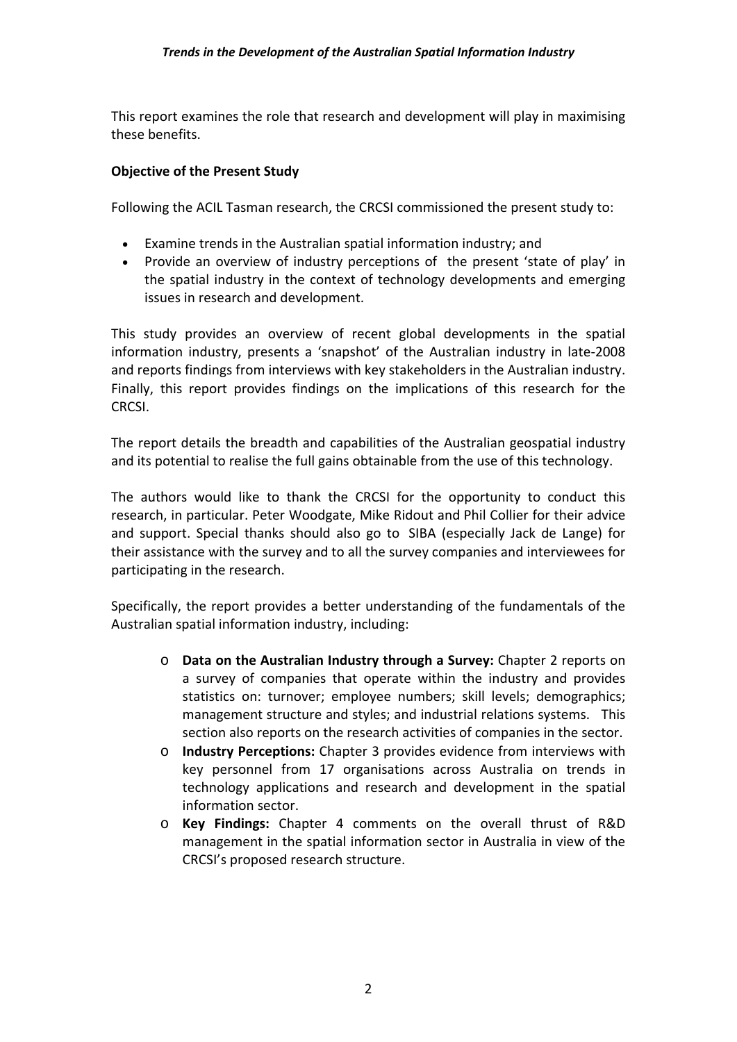This report examines the role that research and development will play in maximising these benefits.

**Objective of the Present Study**

Following the ACIL Tasman research, the CRCSI commissioned the present study to:

- Examine trends in the Australian spatial information industry; and
- Provide an overview of industry perceptions of the present 'state of play' in the spatial industry in the context of technology developments and emerging issues in research and development.

This study provides an overview of recent global developments in the spatial information industry, presents a 'snapshot' of the Australian industry in late-2008 and reports findings from interviews with key stakeholders in the Australian industry. Finally, this report provides findings on the implications of this research for the CRCSI.

The report details the breadth and capabilities of the Australian geospatial industry and its potential to realise the full gains obtainable from the use of this technology.

The authors would like to thank the CRCSI for the opportunity to conduct this research, in particular. Peter Woodgate, Mike Ridout and Phil Collier for their advice and support. Special thanks should also go to SIBA (especially Jack de Lange) for their assistance with the survey and to all the survey companies and interviewees for participating in the research.

Specifically, the report provides a better understanding of the fundamentals of the Australian spatial information industry, including:

- **Data on the Australian Industry through a Survey:** Chapter 2 reports on a survey of companies that operate within the industry and provides statistics on: turnover; employee numbers; skill levels; demographics; management structure and styles; and industrial relations systems. This section also reports on the research activities of companies in the sector.
- **Industry Perceptions:** Chapter 3 provides evidence from interviews with key personnel from 17 organisations across Australia on trends in technology applications and research and development in the spatial information sector.
- **Key Findings:** Chapter 4 comments on the overall thrust of R&D management in the spatial information sector in Australia in view of the CRCSI's proposed research structure.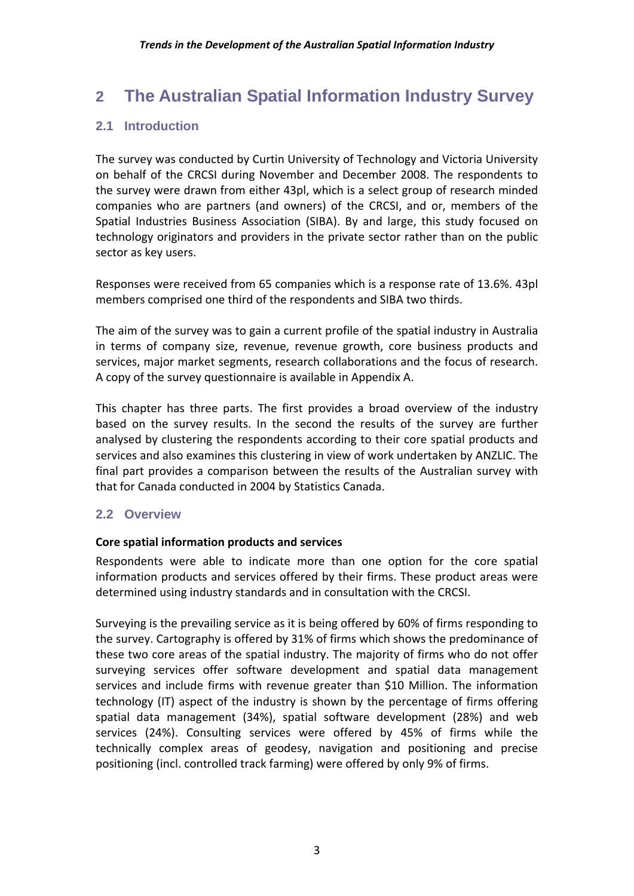# 2 The Australian Spatial Information Industry Survey

## 2.1 Introduction

The survey was conducted by Curtin University of Technology and Victoria University on behalf of the CRCSI during November and December 2008. The respondents to the survey were drawn from either 43pl, which is a select group of research minded companies who are partners (and owners) of the CRCSI, and or, members of the Spatial Industries Business Association (SIBA). By and large, this study focused on technology originators and providers in the private sector rather than on the public sector as key users.

Responses were received from 65 companies which is a response rate of 13.6%. 43pl members comprised one third of the respondents and SIBA two thirds.

The aim of the survey was to gain a current profile of the spatial industry in Australia in terms of company size, revenue, revenue growth, core business products and services, major market segments, research collaborations and the focus of research. A copy of the survey questionnaire is available in Appendix A.

This chapter has three parts. The first provides a broad overview of the industry based on the survey results. In the second the results of the survey are further analysed by clustering the respondents according to their core spatial products and services and also examines this clustering in view of work undertaken by ANZLIC. The final part provides a comparison between the results of the Australian survey with that for Canada conducted in 2004 by Statistics Canada.

## 2.2 Overview

**Core spatial information products and services**

Respondents were able to indicate more than one option for the core spatial information products and services offered by their firms. These product areas were determined using industry standards and in consultation with the CRCSI.

Surveying is the prevailing service as it is being offered by 60% of firms responding to the survey. Cartography is offered by 31% of firms which shows the predominance of these two core areas of the spatial industry. The majority of firms who do not offer surveying services offer software development and spatial data management services and include firms with revenue greater than $10 Million. The information technology (IT) aspect of the industry is shown by the percentage of firms offering spatial data management (34%), spatial software development (28%) and web services (24%). Consulting services were offered by 45% of firms while the technically complex areas of geodesy, navigation and positioning and precise positioning (incl. controlled track farming) were offered by only 9% of firms.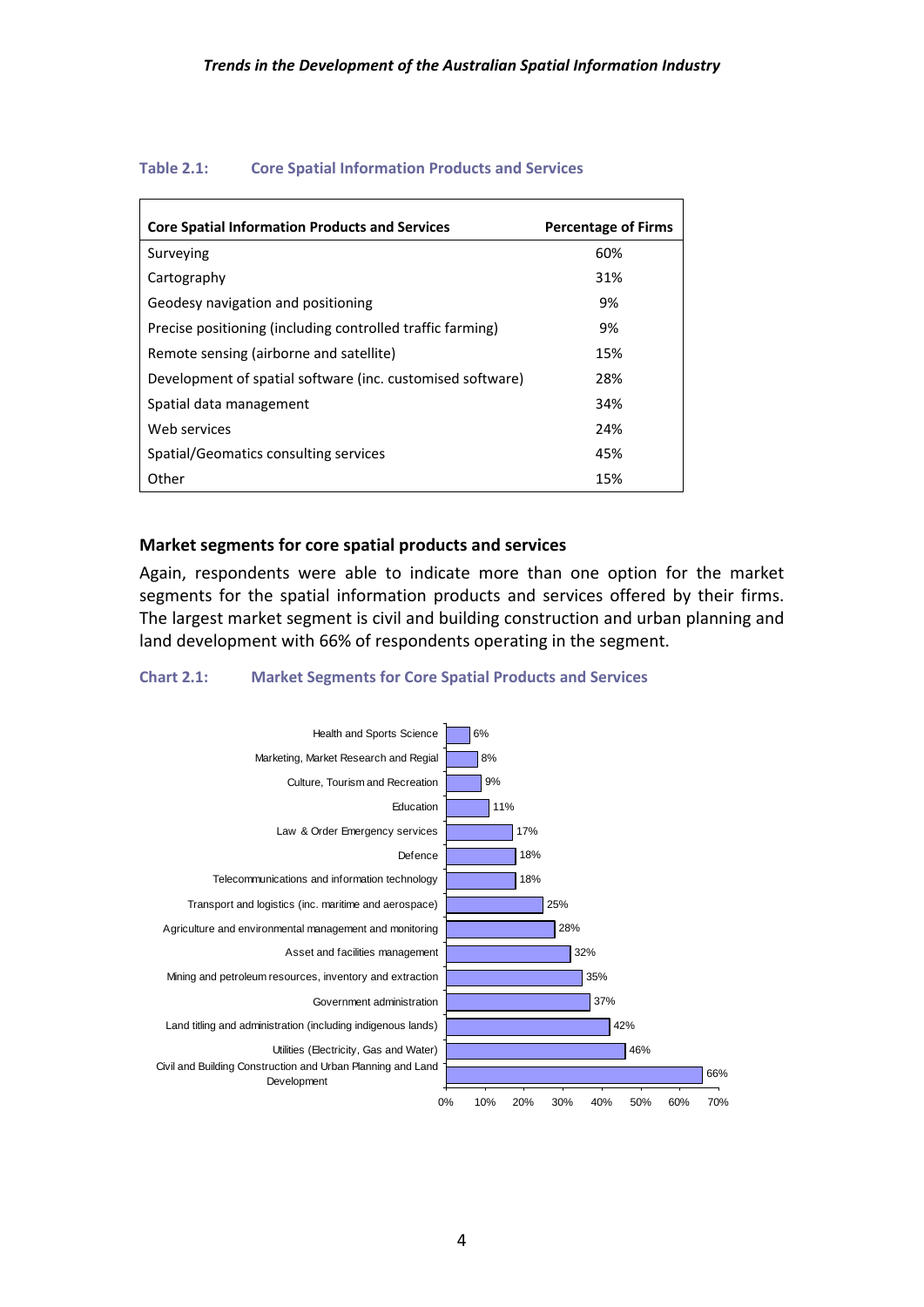**Table 2.1: Core Spatial Information Products and Services**

| Core Spatial Information Products and Services | Percentage of Firms |
|---|---|
| Surveying | 60% |
| Cartography | 31% |
| Geodesy navigation and positioning | 9% |
| Precise positioning (including controlled traffic farming) | 9% |
| Remote sensing (airborne and satellite) | 15% |
| Development of spatial software (inc. customised software) | 28% |
| Spatial data management | 34% |
| Web services | 24% |
| Spatial/Geomatics consulting services | 45% |
| Other | 15% |

### Market segments for core spatial products and services

Again, respondents were able to indicate more than one option for the market segments for the spatial information products and services offered by their firms. The largest market segment is civil and building construction and urban planning and land development with 66% of respondents operating in the segment.

**Chart 2.1: Market Segments for Core Spatial Products and Services**

| Market Segment | Percentage |
|---|---|
| Health and Sports Science | 6% |
| Marketing, Market Research and Regial | 8% |
| Culture, Tourism and Recreation | 9% |
| Education | 11% |
| Law & Order Emergency services | 17% |
| Defence | 18% |
| Telecommunications and information technology | 18% |
| Transport and logistics (inc. maritime and aerospace) | 25% |
| Agriculture and environmental management and monitoring | 28% |
| Asset and facilities management | 32% |
| Mining and petroleum resources, inventory and extraction | 35% |
| Government administration | 37% |
| Land titling and administration (including indigenous lands) | 42% |
| Utilities (Electricity, Gas and Water) | 46% |
| Civil and Building Construction and Urban Planning and Land Development | 66% |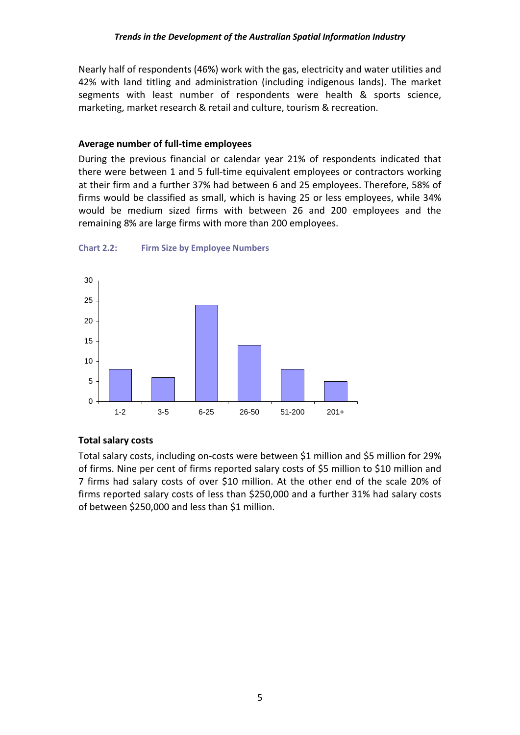Nearly half of respondents (46%) work with the gas, electricity and water utilities and 42% with land titling and administration (including indigenous lands). The market segments with least number of respondents were health & sports science, marketing, market research & retail and culture, tourism & recreation.

### Average number of full-time employees

During the previous financial or calendar year 21% of respondents indicated that there were between 1 and 5 full-time equivalent employees or contractors working at their firm and a further 37% had between 6 and 25 employees. Therefore, 58% of firms would be classified as small, which is having 25 or less employees, while 34% would be medium sized firms with between 26 and 200 employees and the remaining 8% are large firms with more than 200 employees.

**Chart 2.2: Firm Size by Employee Numbers**

| Employees | Number of firms |
| --- | --- |
| 1-2 | 8 |
| 3-5 | 6 |
| 6-25 | 24 |
| 26-50 | 14 |
| 51-200 | 8 |
| 201+ | 5 |

### Total salary costs

Total salary costs, including on-costs were between \$1 million and \$5 million for 29% of firms. Nine per cent of firms reported salary costs of \$5 million to \$10 million and 7 firms had salary costs of over \$10 million. At the other end of the scale 20% of firms reported salary costs of less than \$250,000 and a further 31% had salary costs of between \$250,000 and less than \$1 million.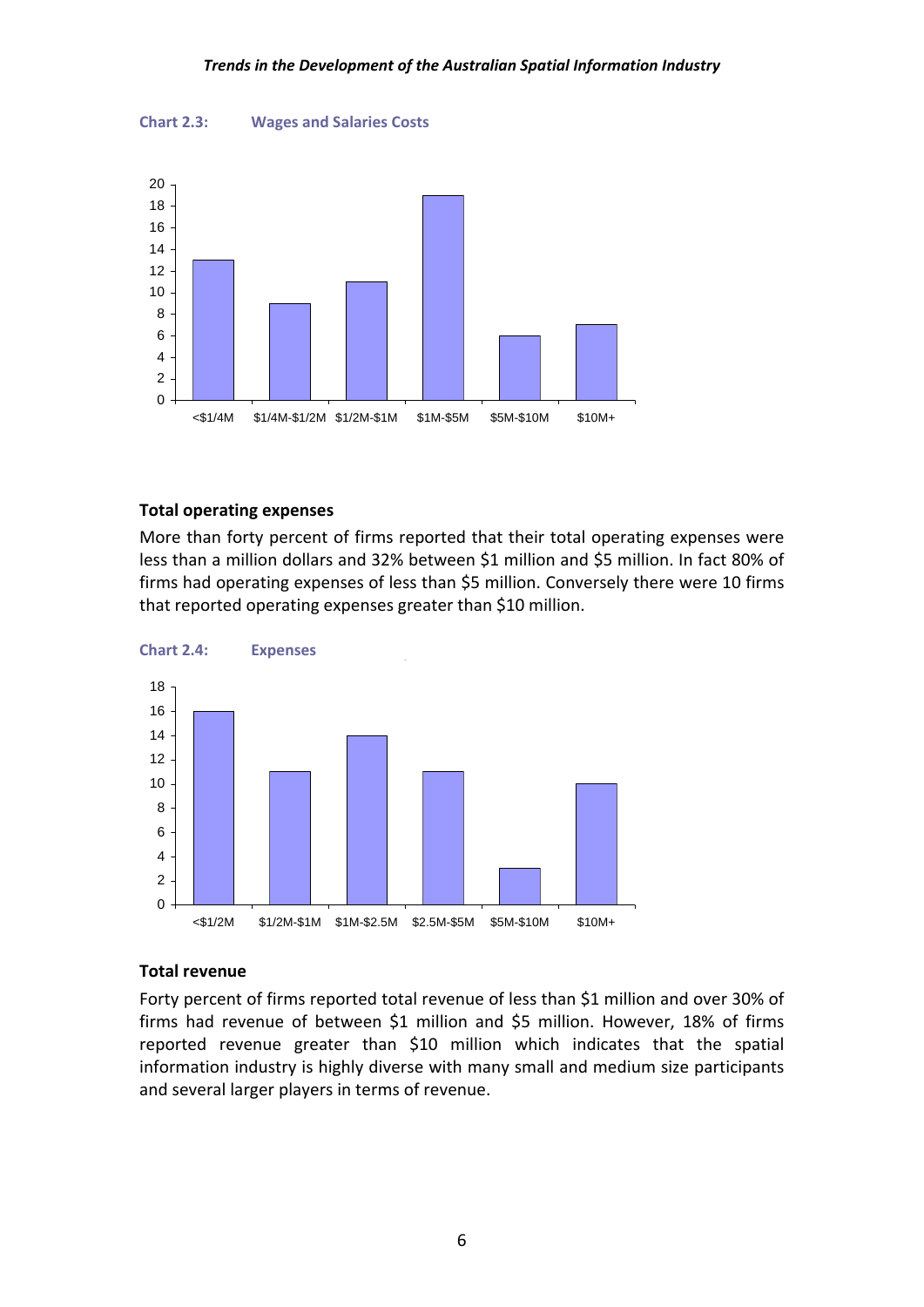**Chart 2.3: Wages and Salaries Costs**

| Range | Value |
|---|---|
| <$1/4M | 13 |
| $1/4M-$1/2M | 9 |
| $1/2M-$1M | 11 |
| $1M-$5M | 19 |
| $5M-$10M | 6 |
| $10M+ | 7 |

### Total operating expenses

More than forty percent of firms reported that their total operating expenses were less than a million dollars and 32% between $1 million and $5 million. In fact 80% of firms had operating expenses of less than $5 million. Conversely there were 10 firms that reported operating expenses greater than $10 million.

**Chart 2.4: Expenses**

| Range | Value |
|---|---|
| <$1/2M | 16 |
| $1/2M-$1M | 11 |
| $1M-$2.5M | 14 |
| $2.5M-$5M | 11 |
| $5M-$10M | 3 |
| $10M+ | 10 |

### Total revenue

Forty percent of firms reported total revenue of less than $1 million and over 30% of firms had revenue of between $1 million and $5 million. However, 18% of firms reported revenue greater than $10 million which indicates that the spatial information industry is highly diverse with many small and medium size participants and several larger players in terms of revenue.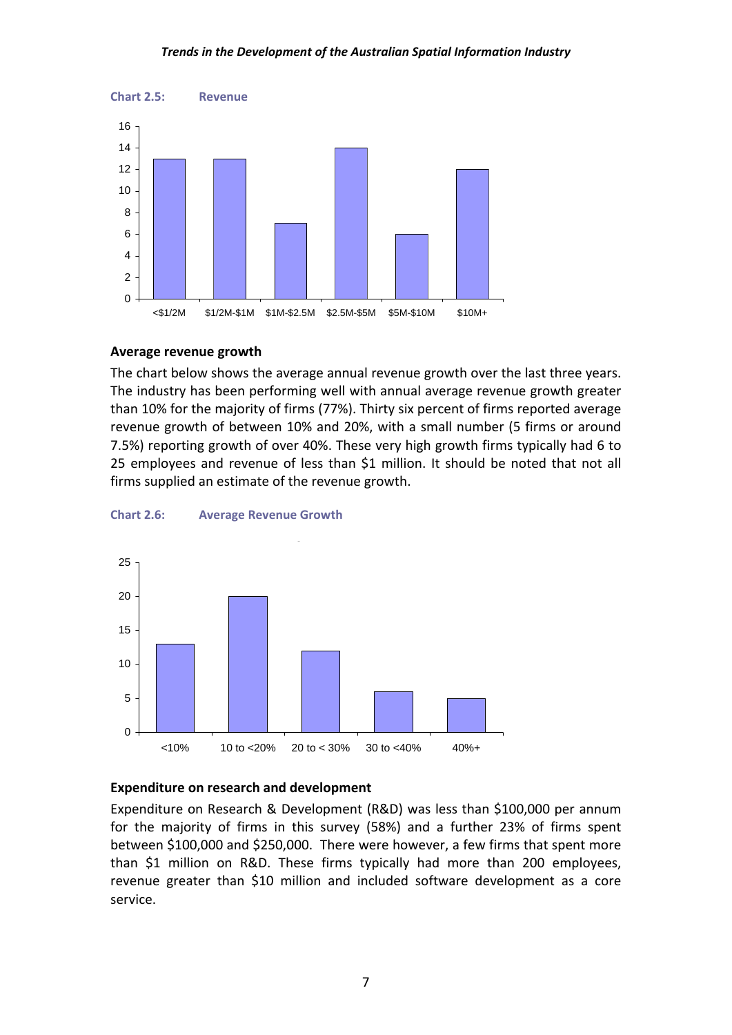**Chart 2.5: Revenue**

| Revenue | Number of firms |
|---|---|
| <$1/2M | 13 |
| $1/2M-$1M | 13 |
| $1M-$2.5M | 7 |
| $2.5M-$5M | 14 |
| $5M-$10M | 6 |
| $10M+ | 12 |

### Average revenue growth

The chart below shows the average annual revenue growth over the last three years. The industry has been performing well with annual average revenue growth greater than 10% for the majority of firms (77%). Thirty six percent of firms reported average revenue growth of between 10% and 20%, with a small number (5 firms or around 7.5%) reporting growth of over 40%. These very high growth firms typically had 6 to 25 employees and revenue of less than $1 million. It should be noted that not all firms supplied an estimate of the revenue growth.

**Chart 2.6: Average Revenue Growth**

| Average revenue growth | Number of firms |
|---|---|
| <10% | 13 |
| 10 to <20% | 20 |
| 20 to < 30% | 12 |
| 30 to <40% | 6 |
| 40%+ | 5 |

### Expenditure on research and development

Expenditure on Research & Development (R&D) was less than $100,000 per annum for the majority of firms in this survey (58%) and a further 23% of firms spent between $100,000 and $250,000. There were however, a few firms that spent more than $1 million on R&D. These firms typically had more than 200 employees, revenue greater than $10 million and included software development as a core service.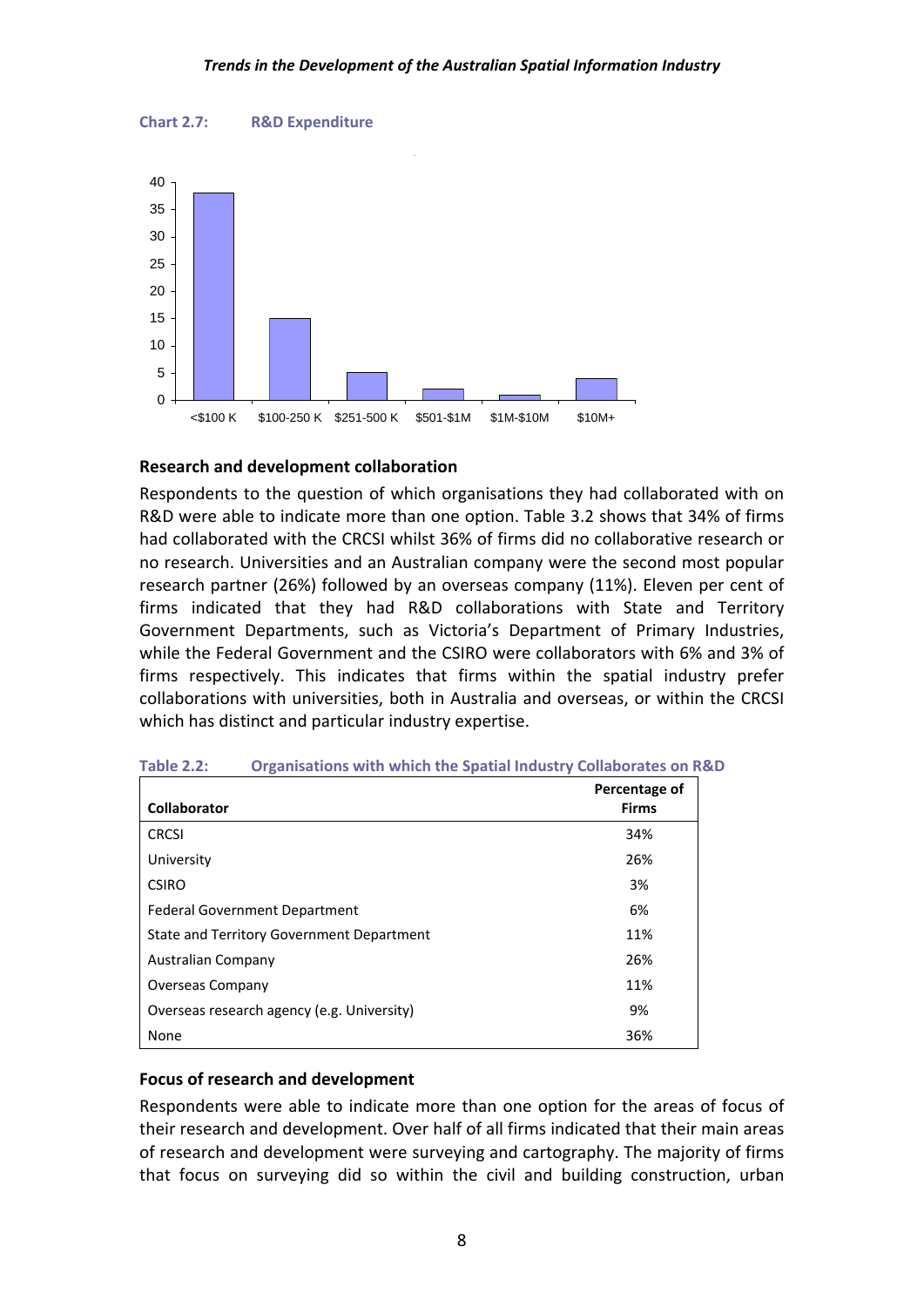**Chart 2.7: R&D Expenditure**

**Research and development collaboration**

Respondents to the question of which organisations they had collaborated with on R&D were able to indicate more than one option. Table 3.2 shows that 34% of firms had collaborated with the CRCSI whilst 36% of firms did no collaborative research or no research. Universities and an Australian company were the second most popular research partner (26%) followed by an overseas company (11%). Eleven per cent of firms indicated that they had R&D collaborations with State and Territory Government Departments, such as Victoria's Department of Primary Industries, while the Federal Government and the CSIRO were collaborators with 6% and 3% of firms respectively. This indicates that firms within the spatial industry prefer collaborations with universities, both in Australia and overseas, or within the CRCSI which has distinct and particular industry expertise.

**Table 2.2: Organisations with which the Spatial Industry Collaborates on R&D**

| Collaborator | Percentage of Firms |
|---|---|
| CRCSI | 34% |
| University | 26% |
| CSIRO | 3% |
| Federal Government Department | 6% |
| State and Territory Government Department | 11% |
| Australian Company | 26% |
| Overseas Company | 11% |
| Overseas research agency (e.g. University) | 9% |
| None | 36% |

**Focus of research and development**

Respondents were able to indicate more than one option for the areas of focus of their research and development. Over half of all firms indicated that their main areas of research and development were surveying and cartography. The majority of firms that focus on surveying did so within the civil and building construction, urban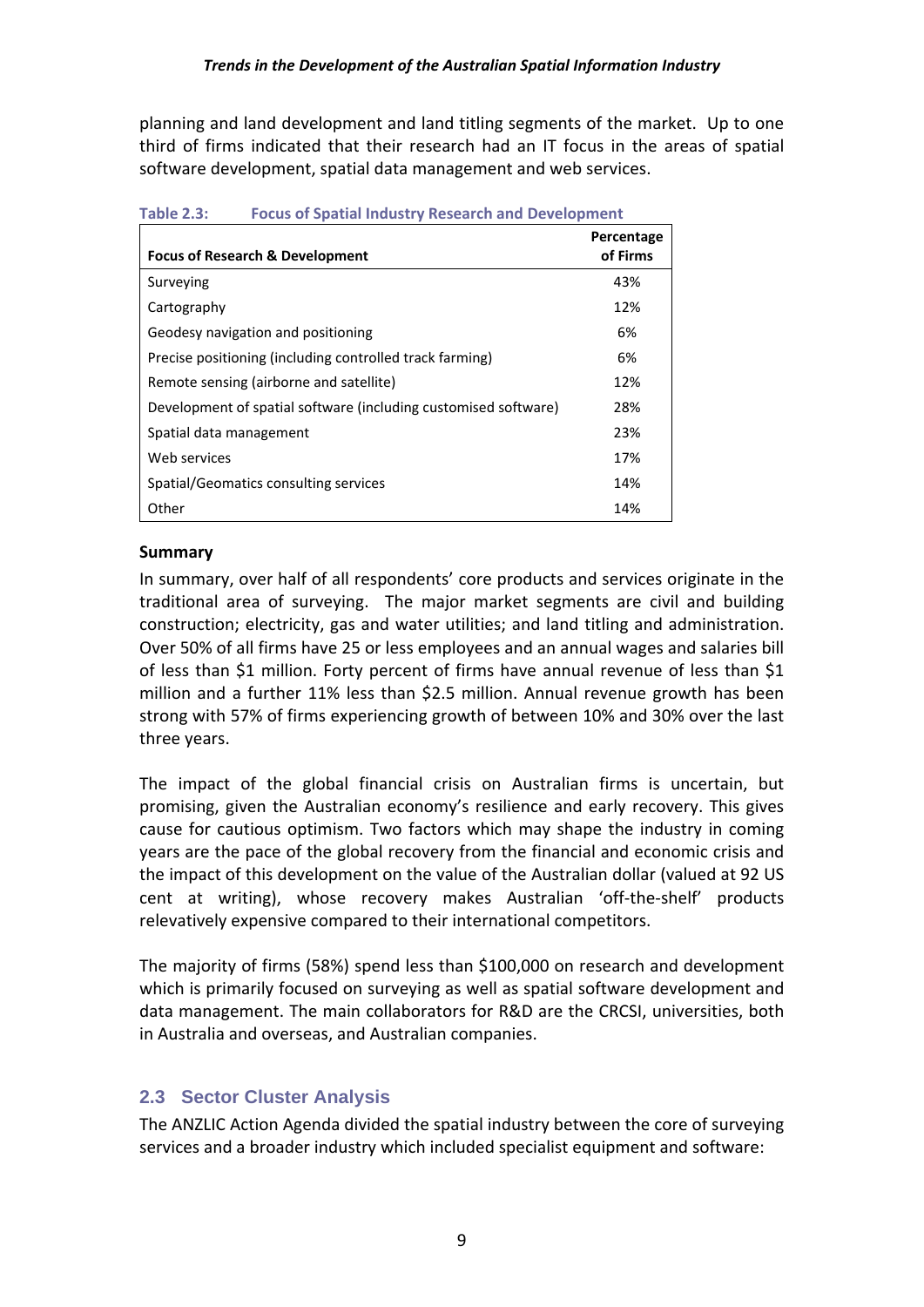planning and land development and land titling segments of the market. Up to one third of firms indicated that their research had an IT focus in the areas of spatial software development, spatial data management and web services.

**Table 2.3: Focus of Spatial Industry Research and Development**

| Focus of Research & Development | Percentage of Firms |
|---|---|
| Surveying | 43% |
| Cartography | 12% |
| Geodesy navigation and positioning | 6% |
| Precise positioning (including controlled track farming) | 6% |
| Remote sensing (airborne and satellite) | 12% |
| Development of spatial software (including customised software) | 28% |
| Spatial data management | 23% |
| Web services | 17% |
| Spatial/Geomatics consulting services | 14% |
| Other | 14% |

**Summary**

In summary, over half of all respondents' core products and services originate in the traditional area of surveying. The major market segments are civil and building construction; electricity, gas and water utilities; and land titling and administration. Over 50% of all firms have 25 or less employees and an annual wages and salaries bill of less than $1 million. Forty percent of firms have annual revenue of less than $1 million and a further 11% less than $2.5 million. Annual revenue growth has been strong with 57% of firms experiencing growth of between 10% and 30% over the last three years.

The impact of the global financial crisis on Australian firms is uncertain, but promising, given the Australian economy's resilience and early recovery. This gives cause for cautious optimism. Two factors which may shape the industry in coming years are the pace of the global recovery from the financial and economic crisis and the impact of this development on the value of the Australian dollar (valued at 92 US cent at writing), whose recovery makes Australian 'off-the-shelf' products relevatively expensive compared to their international competitors.

The majority of firms (58%) spend less than $100,000 on research and development which is primarily focused on surveying as well as spatial software development and data management. The main collaborators for R&D are the CRCSI, universities, both in Australia and overseas, and Australian companies.

## 2.3 Sector Cluster Analysis

The ANZLIC Action Agenda divided the spatial industry between the core of surveying services and a broader industry which included specialist equipment and software: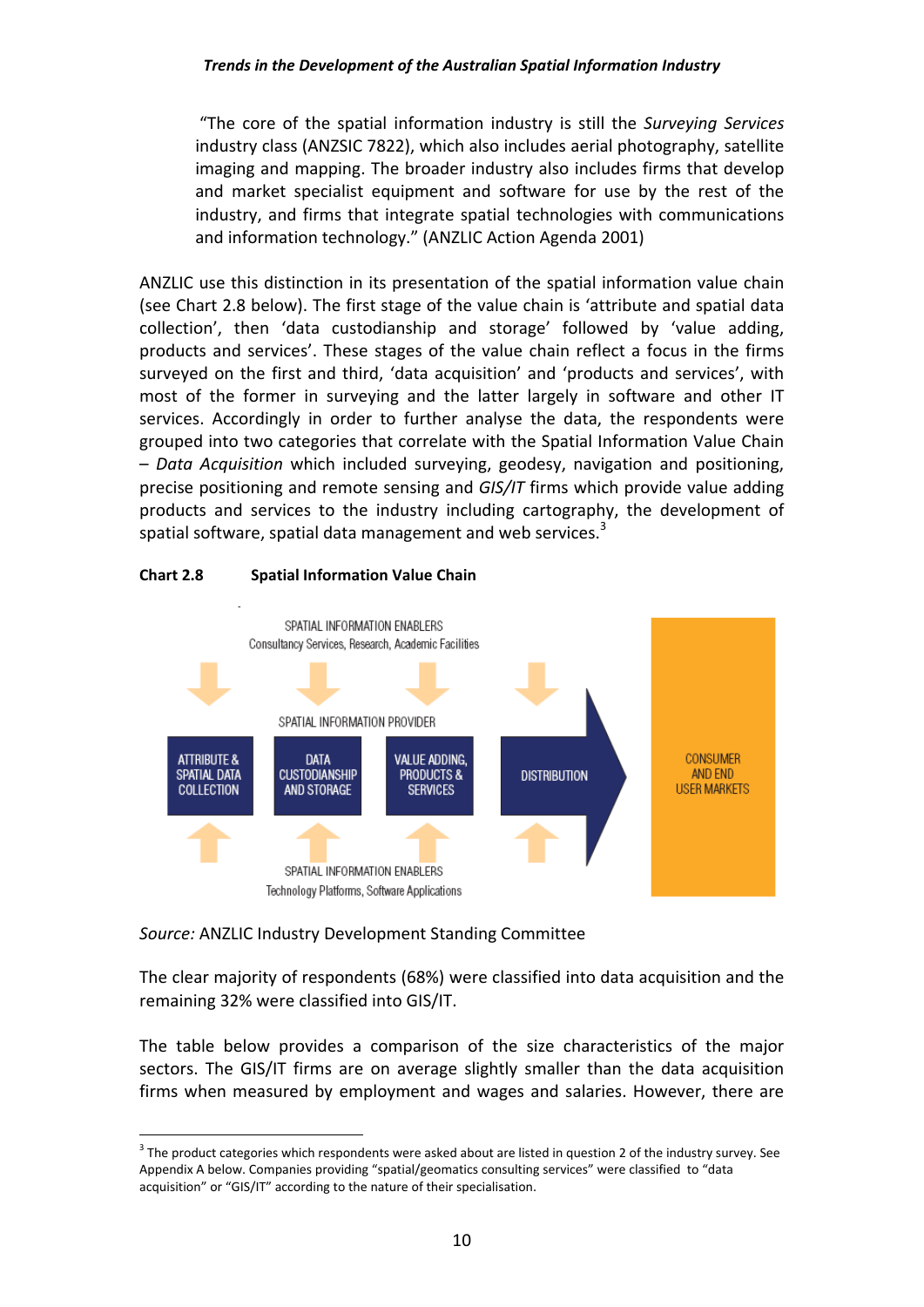"The core of the spatial information industry is still the *Surveying Services* industry class (ANZSIC 7822), which also includes aerial photography, satellite imaging and mapping. The broader industry also includes firms that develop and market specialist equipment and software for use by the rest of the industry, and firms that integrate spatial technologies with communications and information technology." (ANZLIC Action Agenda 2001)

ANZLIC use this distinction in its presentation of the spatial information value chain (see Chart 2.8 below). The first stage of the value chain is 'attribute and spatial data collection', then 'data custodianship and storage' followed by 'value adding, products and services'. These stages of the value chain reflect a focus in the firms surveyed on the first and third, 'data acquisition' and 'products and services', with most of the former in surveying and the latter largely in software and other IT services. Accordingly in order to further analyse the data, the respondents were grouped into two categories that correlate with the Spatial Information Value Chain – *Data Acquisition* which included surveying, geodesy, navigation and positioning, precise positioning and remote sensing and *GIS/IT* firms which provide value adding products and services to the industry including cartography, the development of spatial software, spatial data management and web services.[3]

**Chart 2.8 Spatial Information Value Chain**

SPATIAL INFORMATION ENABLERS
Consultancy Services, Research, Academic Facilities

SPATIAL INFORMATION PROVIDER

ATTRIBUTE & SPATIAL DATA COLLECTION → DATA CUSTODIANSHIP AND STORAGE → VALUE ADDING, PRODUCTS & SERVICES → DISTRIBUTION → CONSUMER AND END USER MARKETS

SPATIAL INFORMATION ENABLERS
Technology Platforms, Software Applications

*Source:* ANZLIC Industry Development Standing Committee

The clear majority of respondents (68%) were classified into data acquisition and the remaining 32% were classified into GIS/IT.

The table below provides a comparison of the size characteristics of the major sectors. The GIS/IT firms are on average slightly smaller than the data acquisition firms when measured by employment and wages and salaries. However, there are

---

[3] The product categories which respondents were asked about are listed in question 2 of the industry survey. See Appendix A below. Companies providing "spatial/geomatics consulting services" were classified to "data acquisition" or "GIS/IT" according to the nature of their specialisation.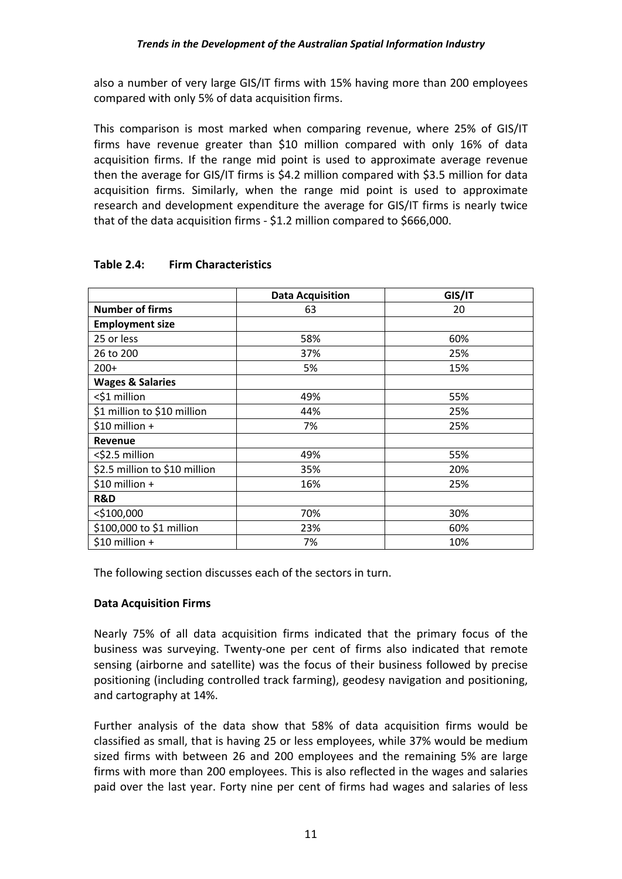also a number of very large GIS/IT firms with 15% having more than 200 employees compared with only 5% of data acquisition firms.

This comparison is most marked when comparing revenue, where 25% of GIS/IT firms have revenue greater than $10 million compared with only 16% of data acquisition firms. If the range mid point is used to approximate average revenue then the average for GIS/IT firms is $4.2 million compared with $3.5 million for data acquisition firms. Similarly, when the range mid point is used to approximate research and development expenditure the average for GIS/IT firms is nearly twice that of the data acquisition firms - $1.2 million compared to $666,000.

**Table 2.4: Firm Characteristics**

| | Data Acquisition | GIS/IT |
|---|---|---|
| **Number of firms** | 63 | 20 |
| **Employment size** | | |
| 25 or less | 58% | 60% |
| 26 to 200 | 37% | 25% |
| 200+ | 5% | 15% |
| **Wages & Salaries** | | |
| <$1 million | 49% | 55% |
| $1 million to $10 million | 44% | 25% |
| $10 million + | 7% | 25% |
| **Revenue** | | |
| <$2.5 million | 49% | 55% |
| $2.5 million to $10 million | 35% | 20% |
| $10 million + | 16% | 25% |
| **R&D** | | |
| <$100,000 | 70% | 30% |
| $100,000 to $1 million | 23% | 60% |
| $10 million + | 7% | 10% |

The following section discusses each of the sectors in turn.

**Data Acquisition Firms**

Nearly 75% of all data acquisition firms indicated that the primary focus of the business was surveying. Twenty-one per cent of firms also indicated that remote sensing (airborne and satellite) was the focus of their business followed by precise positioning (including controlled track farming), geodesy navigation and positioning, and cartography at 14%.

Further analysis of the data show that 58% of data acquisition firms would be classified as small, that is having 25 or less employees, while 37% would be medium sized firms with between 26 and 200 employees and the remaining 5% are large firms with more than 200 employees. This is also reflected in the wages and salaries paid over the last year. Forty nine per cent of firms had wages and salaries of less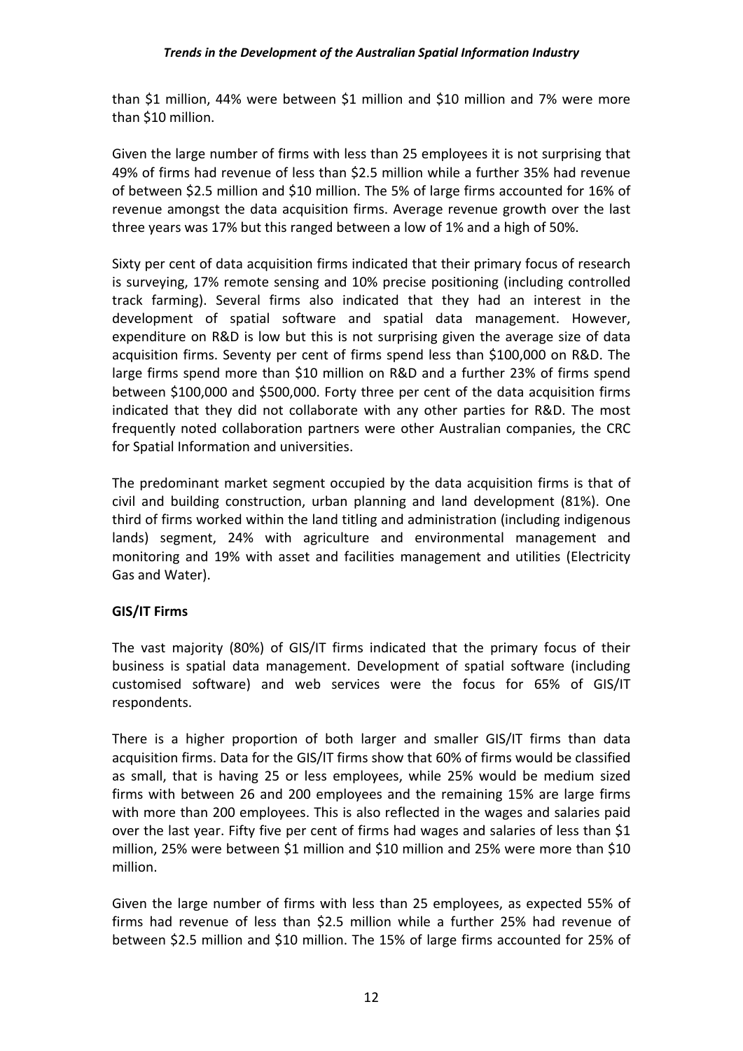than $1 million, 44% were between $1 million and $10 million and 7% were more than $10 million.

Given the large number of firms with less than 25 employees it is not surprising that 49% of firms had revenue of less than $2.5 million while a further 35% had revenue of between $2.5 million and $10 million. The 5% of large firms accounted for 16% of revenue amongst the data acquisition firms. Average revenue growth over the last three years was 17% but this ranged between a low of 1% and a high of 50%.

Sixty per cent of data acquisition firms indicated that their primary focus of research is surveying, 17% remote sensing and 10% precise positioning (including controlled track farming). Several firms also indicated that they had an interest in the development of spatial software and spatial data management. However, expenditure on R&D is low but this is not surprising given the average size of data acquisition firms. Seventy per cent of firms spend less than $100,000 on R&D. The large firms spend more than $10 million on R&D and a further 23% of firms spend between $100,000 and $500,000. Forty three per cent of the data acquisition firms indicated that they did not collaborate with any other parties for R&D. The most frequently noted collaboration partners were other Australian companies, the CRC for Spatial Information and universities.

The predominant market segment occupied by the data acquisition firms is that of civil and building construction, urban planning and land development (81%). One third of firms worked within the land titling and administration (including indigenous lands) segment, 24% with agriculture and environmental management and monitoring and 19% with asset and facilities management and utilities (Electricity Gas and Water).

**GIS/IT Firms**

The vast majority (80%) of GIS/IT firms indicated that the primary focus of their business is spatial data management. Development of spatial software (including customised software) and web services were the focus for 65% of GIS/IT respondents.

There is a higher proportion of both larger and smaller GIS/IT firms than data acquisition firms. Data for the GIS/IT firms show that 60% of firms would be classified as small, that is having 25 or less employees, while 25% would be medium sized firms with between 26 and 200 employees and the remaining 15% are large firms with more than 200 employees. This is also reflected in the wages and salaries paid over the last year. Fifty five per cent of firms had wages and salaries of less than $1 million, 25% were between $1 million and $10 million and 25% were more than $10 million.

Given the large number of firms with less than 25 employees, as expected 55% of firms had revenue of less than $2.5 million while a further 25% had revenue of between $2.5 million and $10 million. The 15% of large firms accounted for 25% of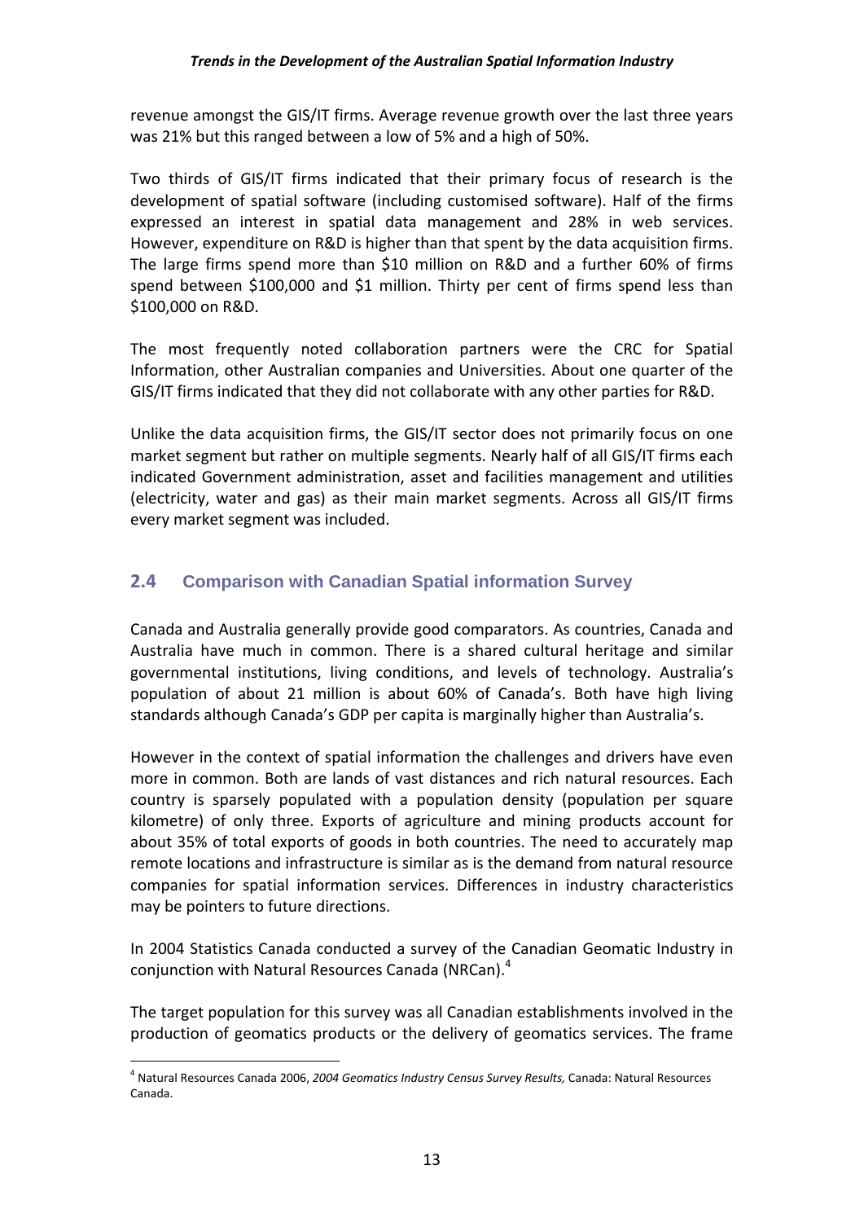revenue amongst the GIS/IT firms. Average revenue growth over the last three years was 21% but this ranged between a low of 5% and a high of 50%.

Two thirds of GIS/IT firms indicated that their primary focus of research is the development of spatial software (including customised software). Half of the firms expressed an interest in spatial data management and 28% in web services. However, expenditure on R&D is higher than that spent by the data acquisition firms. The large firms spend more than $10 million on R&D and a further 60% of firms spend between $100,000 and $1 million. Thirty per cent of firms spend less than $100,000 on R&D.

The most frequently noted collaboration partners were the CRC for Spatial Information, other Australian companies and Universities. About one quarter of the GIS/IT firms indicated that they did not collaborate with any other parties for R&D.

Unlike the data acquisition firms, the GIS/IT sector does not primarily focus on one market segment but rather on multiple segments. Nearly half of all GIS/IT firms each indicated Government administration, asset and facilities management and utilities (electricity, water and gas) as their main market segments. Across all GIS/IT firms every market segment was included.

## 2.4 Comparison with Canadian Spatial information Survey

Canada and Australia generally provide good comparators. As countries, Canada and Australia have much in common. There is a shared cultural heritage and similar governmental institutions, living conditions, and levels of technology. Australia's population of about 21 million is about 60% of Canada's. Both have high living standards although Canada's GDP per capita is marginally higher than Australia's.

However in the context of spatial information the challenges and drivers have even more in common. Both are lands of vast distances and rich natural resources. Each country is sparsely populated with a population density (population per square kilometre) of only three. Exports of agriculture and mining products account for about 35% of total exports of goods in both countries. The need to accurately map remote locations and infrastructure is similar as is the demand from natural resource companies for spatial information services. Differences in industry characteristics may be pointers to future directions.

In 2004 Statistics Canada conducted a survey of the Canadian Geomatic Industry in conjunction with Natural Resources Canada (NRCan).[4]

The target population for this survey was all Canadian establishments involved in the production of geomatics products or the delivery of geomatics services. The frame

---

[4] Natural Resources Canada 2006, *2004 Geomatics Industry Census Survey Results,* Canada: Natural Resources Canada.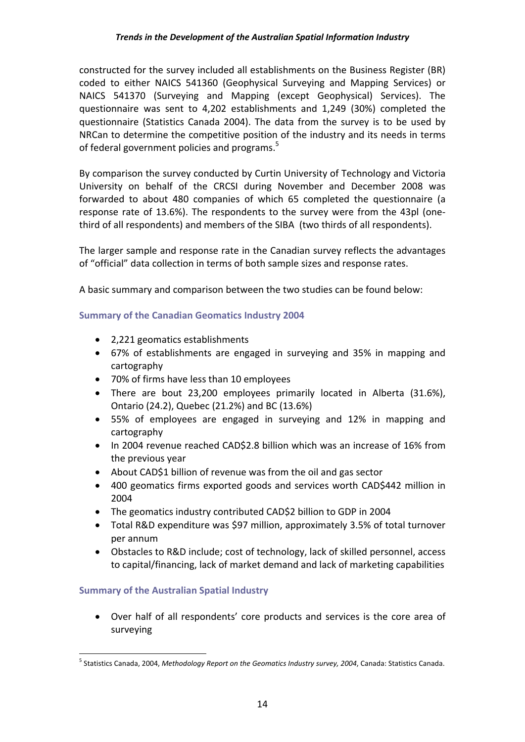constructed for the survey included all establishments on the Business Register (BR) coded to either NAICS 541360 (Geophysical Surveying and Mapping Services) or NAICS 541370 (Surveying and Mapping (except Geophysical) Services). The questionnaire was sent to 4,202 establishments and 1,249 (30%) completed the questionnaire (Statistics Canada 2004). The data from the survey is to be used by NRCan to determine the competitive position of the industry and its needs in terms of federal government policies and programs.[5]

By comparison the survey conducted by Curtin University of Technology and Victoria University on behalf of the CRCSI during November and December 2008 was forwarded to about 480 companies of which 65 completed the questionnaire (a response rate of 13.6%). The respondents to the survey were from the 43pl (one-third of all respondents) and members of the SIBA (two thirds of all respondents).

The larger sample and response rate in the Canadian survey reflects the advantages of "official" data collection in terms of both sample sizes and response rates.

A basic summary and comparison between the two studies can be found below:

### Summary of the Canadian Geomatics Industry 2004

- 2,221 geomatics establishments
- 67% of establishments are engaged in surveying and 35% in mapping and cartography
- 70% of firms have less than 10 employees
- There are bout 23,200 employees primarily located in Alberta (31.6%), Ontario (24.2), Quebec (21.2%) and BC (13.6%)
- 55% of employees are engaged in surveying and 12% in mapping and cartography
- In 2004 revenue reached CAD$2.8 billion which was an increase of 16% from the previous year
- About CAD$1 billion of revenue was from the oil and gas sector
- 400 geomatics firms exported goods and services worth CAD$442 million in 2004
- The geomatics industry contributed CAD$2 billion to GDP in 2004
- Total R&D expenditure was $97 million, approximately 3.5% of total turnover per annum
- Obstacles to R&D include; cost of technology, lack of skilled personnel, access to capital/financing, lack of market demand and lack of marketing capabilities

### Summary of the Australian Spatial Industry

- Over half of all respondents' core products and services is the core area of surveying

[5] Statistics Canada, 2004, *Methodology Report on the Geomatics Industry survey, 2004*, Canada: Statistics Canada.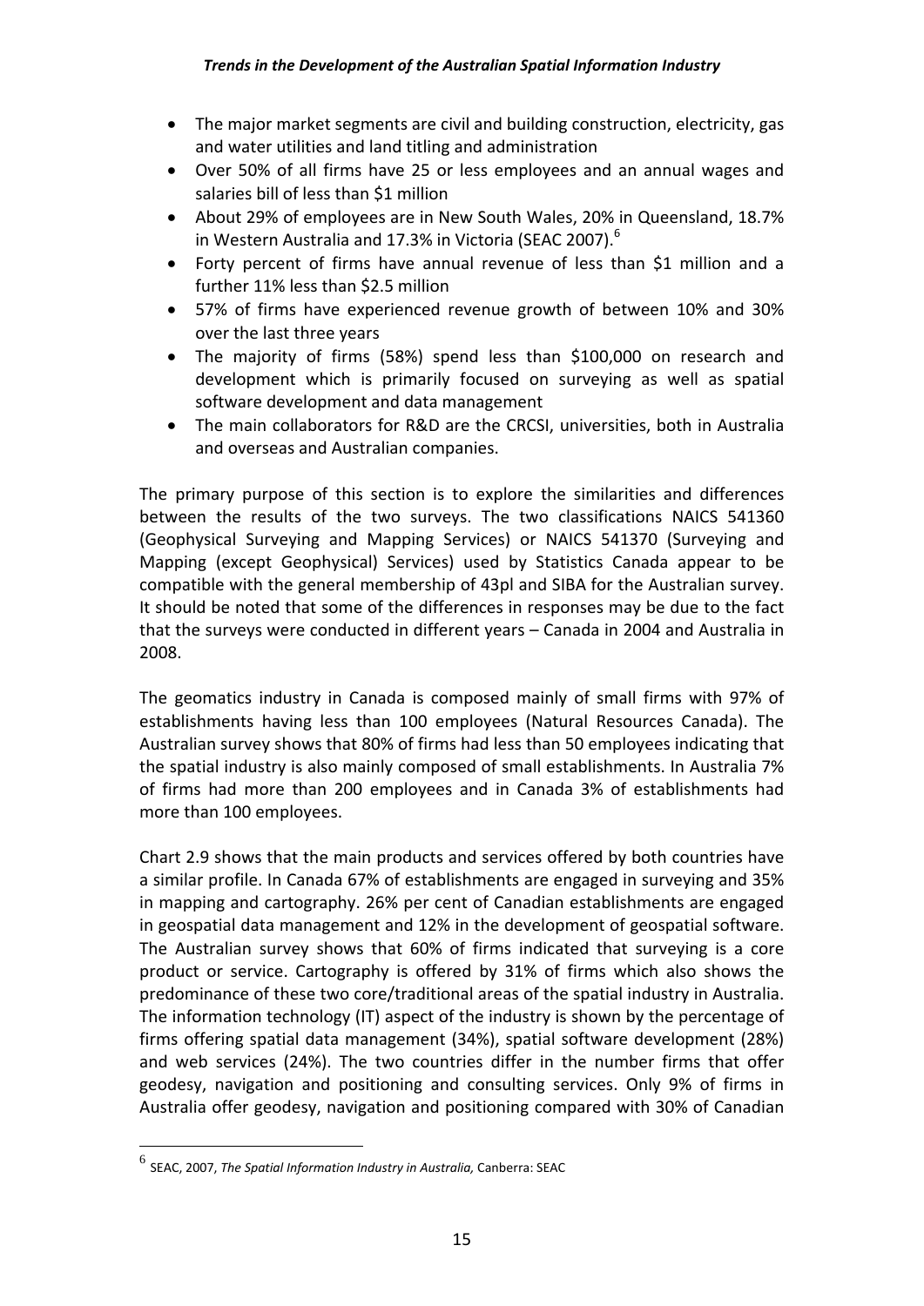- The major market segments are civil and building construction, electricity, gas and water utilities and land titling and administration
- Over 50% of all firms have 25 or less employees and an annual wages and salaries bill of less than $1 million
- About 29% of employees are in New South Wales, 20% in Queensland, 18.7% in Western Australia and 17.3% in Victoria (SEAC 2007).[6]
- Forty percent of firms have annual revenue of less than $1 million and a further 11% less than $2.5 million
- 57% of firms have experienced revenue growth of between 10% and 30% over the last three years
- The majority of firms (58%) spend less than $100,000 on research and development which is primarily focused on surveying as well as spatial software development and data management
- The main collaborators for R&D are the CRCSI, universities, both in Australia and overseas and Australian companies.

The primary purpose of this section is to explore the similarities and differences between the results of the two surveys. The two classifications NAICS 541360 (Geophysical Surveying and Mapping Services) or NAICS 541370 (Surveying and Mapping (except Geophysical) Services) used by Statistics Canada appear to be compatible with the general membership of 43pl and SIBA for the Australian survey. It should be noted that some of the differences in responses may be due to the fact that the surveys were conducted in different years – Canada in 2004 and Australia in 2008.

The geomatics industry in Canada is composed mainly of small firms with 97% of establishments having less than 100 employees (Natural Resources Canada). The Australian survey shows that 80% of firms had less than 50 employees indicating that the spatial industry is also mainly composed of small establishments. In Australia 7% of firms had more than 200 employees and in Canada 3% of establishments had more than 100 employees.

Chart 2.9 shows that the main products and services offered by both countries have a similar profile. In Canada 67% of establishments are engaged in surveying and 35% in mapping and cartography. 26% per cent of Canadian establishments are engaged in geospatial data management and 12% in the development of geospatial software. The Australian survey shows that 60% of firms indicated that surveying is a core product or service. Cartography is offered by 31% of firms which also shows the predominance of these two core/traditional areas of the spatial industry in Australia. The information technology (IT) aspect of the industry is shown by the percentage of firms offering spatial data management (34%), spatial software development (28%) and web services (24%). The two countries differ in the number firms that offer geodesy, navigation and positioning and consulting services. Only 9% of firms in Australia offer geodesy, navigation and positioning compared with 30% of Canadian

[6] SEAC, 2007, *The Spatial Information Industry in Australia,* Canberra: SEAC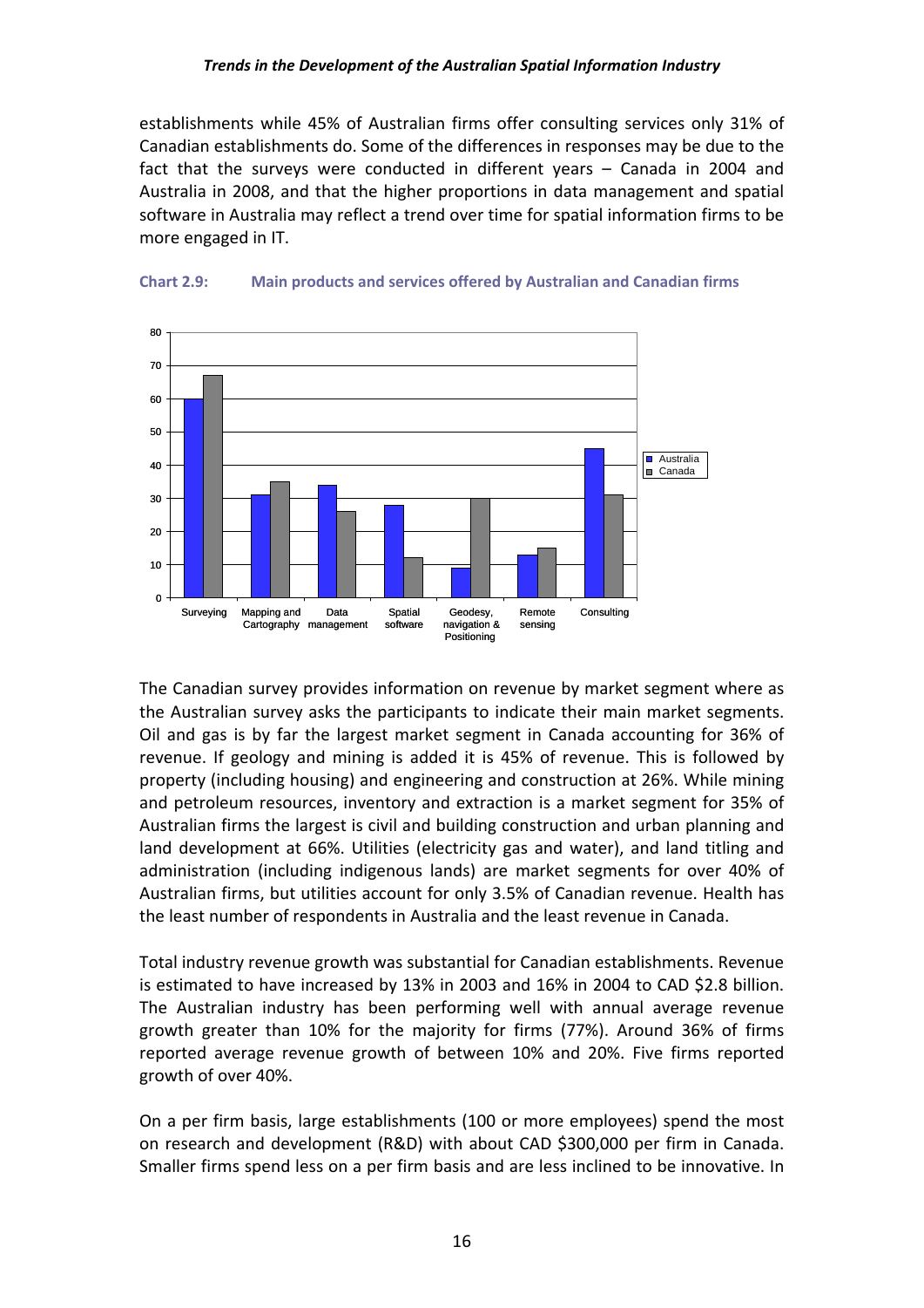establishments while 45% of Australian firms offer consulting services only 31% of Canadian establishments do. Some of the differences in responses may be due to the fact that the surveys were conducted in different years – Canada in 2004 and Australia in 2008, and that the higher proportions in data management and spatial software in Australia may reflect a trend over time for spatial information firms to be more engaged in IT.

**Chart 2.9: Main products and services offered by Australian and Canadian firms**

The Canadian survey provides information on revenue by market segment where as the Australian survey asks the participants to indicate their main market segments. Oil and gas is by far the largest market segment in Canada accounting for 36% of revenue. If geology and mining is added it is 45% of revenue. This is followed by property (including housing) and engineering and construction at 26%. While mining and petroleum resources, inventory and extraction is a market segment for 35% of Australian firms the largest is civil and building construction and urban planning and land development at 66%. Utilities (electricity gas and water), and land titling and administration (including indigenous lands) are market segments for over 40% of Australian firms, but utilities account for only 3.5% of Canadian revenue. Health has the least number of respondents in Australia and the least revenue in Canada.

Total industry revenue growth was substantial for Canadian establishments. Revenue is estimated to have increased by 13% in 2003 and 16% in 2004 to CAD $2.8 billion. The Australian industry has been performing well with annual average revenue growth greater than 10% for the majority for firms (77%). Around 36% of firms reported average revenue growth of between 10% and 20%. Five firms reported growth of over 40%.

On a per firm basis, large establishments (100 or more employees) spend the most on research and development (R&D) with about CAD $300,000 per firm in Canada. Smaller firms spend less on a per firm basis and are less inclined to be innovative. In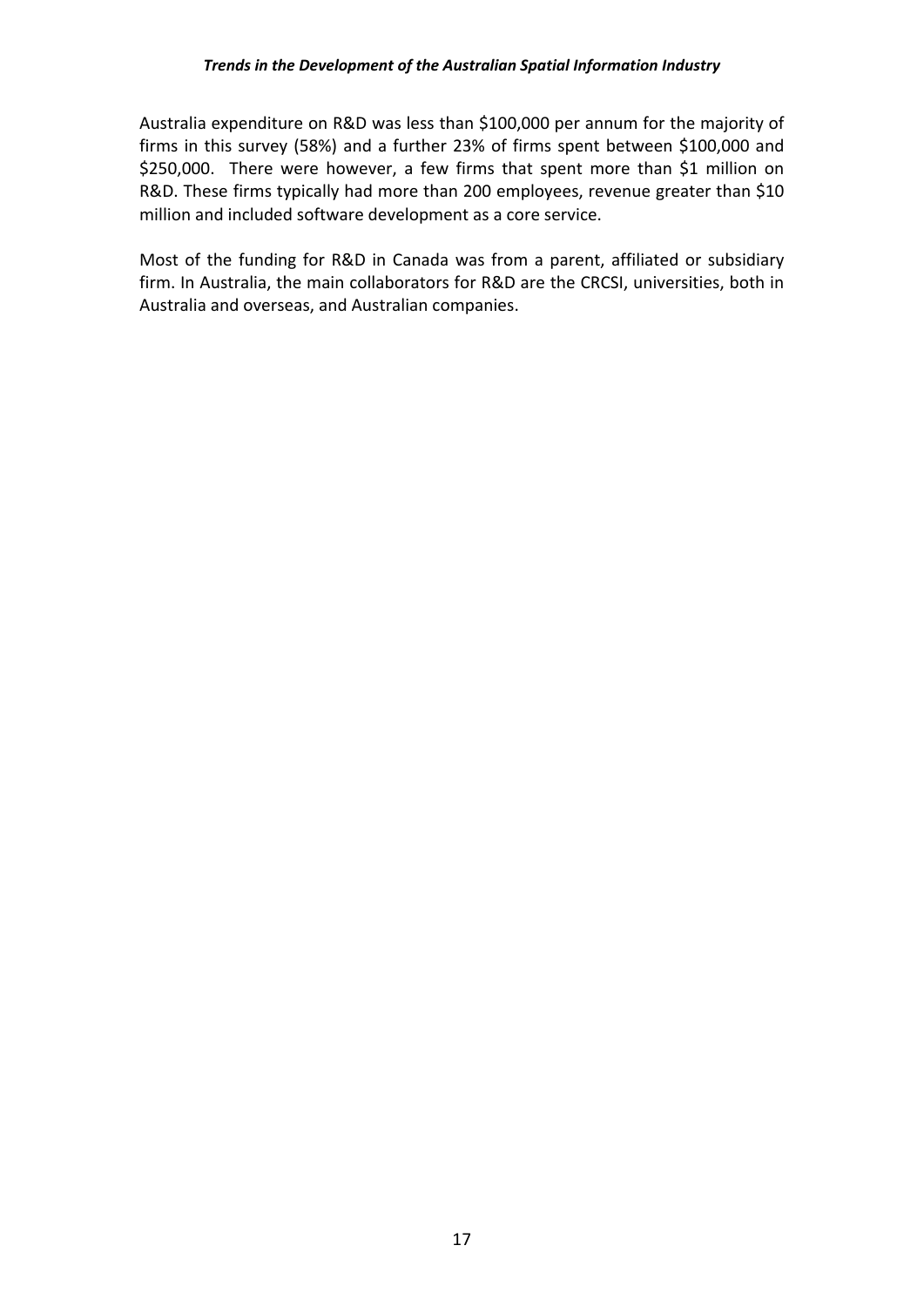Australia expenditure on R&D was less than $100,000 per annum for the majority of firms in this survey (58%) and a further 23% of firms spent between $100,000 and $250,000. There were however, a few firms that spent more than $1 million on R&D. These firms typically had more than 200 employees, revenue greater than $10 million and included software development as a core service.

Most of the funding for R&D in Canada was from a parent, affiliated or subsidiary firm. In Australia, the main collaborators for R&D are the CRCSI, universities, both in Australia and overseas, and Australian companies.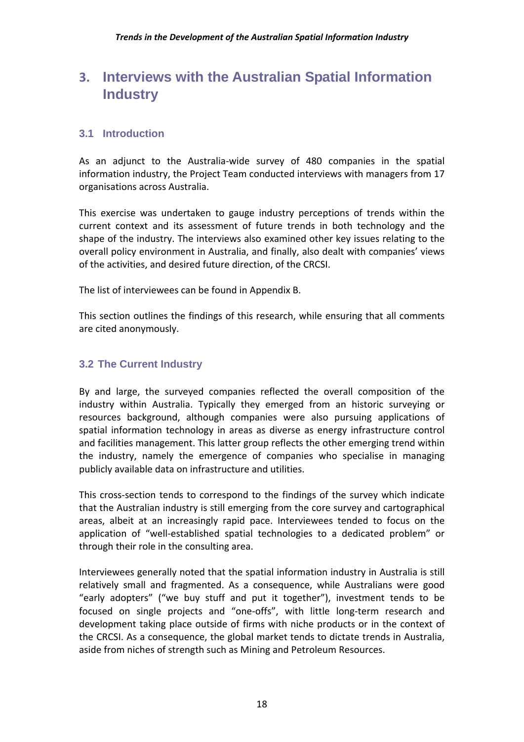# 3. Interviews with the Australian Spatial Information Industry

## 3.1 Introduction

As an adjunct to the Australia-wide survey of 480 companies in the spatial information industry, the Project Team conducted interviews with managers from 17 organisations across Australia.

This exercise was undertaken to gauge industry perceptions of trends within the current context and its assessment of future trends in both technology and the shape of the industry. The interviews also examined other key issues relating to the overall policy environment in Australia, and finally, also dealt with companies' views of the activities, and desired future direction, of the CRCSI.

The list of interviewees can be found in Appendix B.

This section outlines the findings of this research, while ensuring that all comments are cited anonymously.

## 3.2 The Current Industry

By and large, the surveyed companies reflected the overall composition of the industry within Australia. Typically they emerged from an historic surveying or resources background, although companies were also pursuing applications of spatial information technology in areas as diverse as energy infrastructure control and facilities management. This latter group reflects the other emerging trend within the industry, namely the emergence of companies who specialise in managing publicly available data on infrastructure and utilities.

This cross-section tends to correspond to the findings of the survey which indicate that the Australian industry is still emerging from the core survey and cartographical areas, albeit at an increasingly rapid pace. Interviewees tended to focus on the application of "well-established spatial technologies to a dedicated problem" or through their role in the consulting area.

Interviewees generally noted that the spatial information industry in Australia is still relatively small and fragmented. As a consequence, while Australians were good "early adopters" ("we buy stuff and put it together"), investment tends to be focused on single projects and "one-offs", with little long-term research and development taking place outside of firms with niche products or in the context of the CRCSI. As a consequence, the global market tends to dictate trends in Australia, aside from niches of strength such as Mining and Petroleum Resources.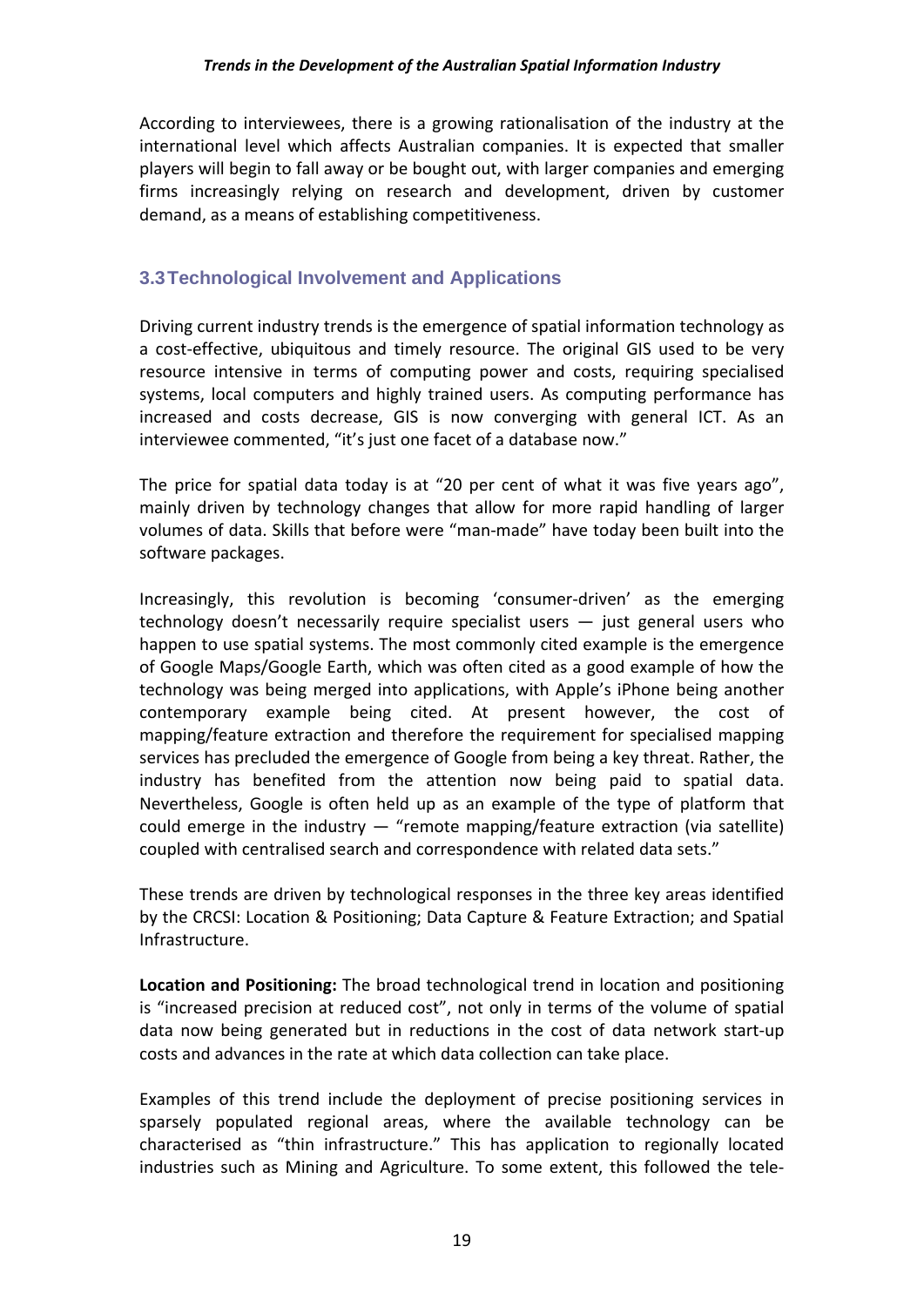According to interviewees, there is a growing rationalisation of the industry at the international level which affects Australian companies. It is expected that smaller players will begin to fall away or be bought out, with larger companies and emerging firms increasingly relying on research and development, driven by customer demand, as a means of establishing competitiveness.

## 3.3 Technological Involvement and Applications

Driving current industry trends is the emergence of spatial information technology as a cost-effective, ubiquitous and timely resource. The original GIS used to be very resource intensive in terms of computing power and costs, requiring specialised systems, local computers and highly trained users. As computing performance has increased and costs decrease, GIS is now converging with general ICT. As an interviewee commented, "it's just one facet of a database now."

The price for spatial data today is at "20 per cent of what it was five years ago", mainly driven by technology changes that allow for more rapid handling of larger volumes of data. Skills that before were "man-made" have today been built into the software packages.

Increasingly, this revolution is becoming 'consumer-driven' as the emerging technology doesn't necessarily require specialist users — just general users who happen to use spatial systems. The most commonly cited example is the emergence of Google Maps/Google Earth, which was often cited as a good example of how the technology was being merged into applications, with Apple's iPhone being another contemporary example being cited. At present however, the cost of mapping/feature extraction and therefore the requirement for specialised mapping services has precluded the emergence of Google from being a key threat. Rather, the industry has benefited from the attention now being paid to spatial data. Nevertheless, Google is often held up as an example of the type of platform that could emerge in the industry — "remote mapping/feature extraction (via satellite) coupled with centralised search and correspondence with related data sets."

These trends are driven by technological responses in the three key areas identified by the CRCSI: Location & Positioning; Data Capture & Feature Extraction; and Spatial Infrastructure.

**Location and Positioning:** The broad technological trend in location and positioning is "increased precision at reduced cost", not only in terms of the volume of spatial data now being generated but in reductions in the cost of data network start-up costs and advances in the rate at which data collection can take place.

Examples of this trend include the deployment of precise positioning services in sparsely populated regional areas, where the available technology can be characterised as "thin infrastructure." This has application to regionally located industries such as Mining and Agriculture. To some extent, this followed the tele-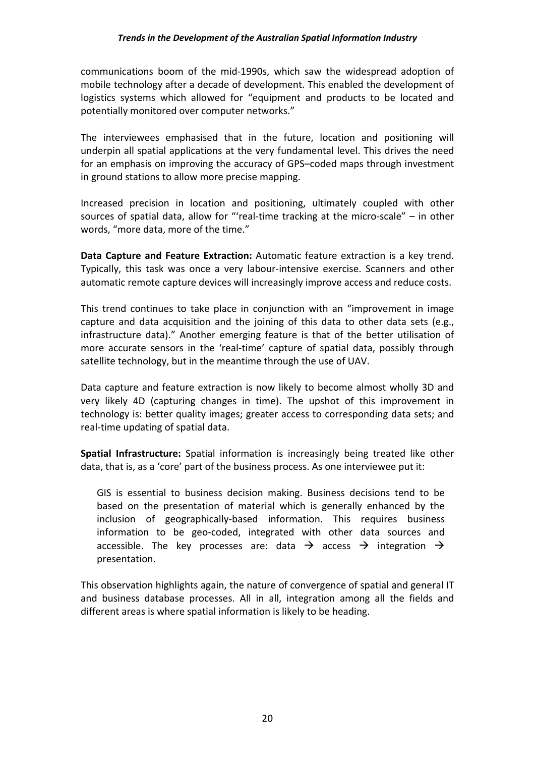communications boom of the mid-1990s, which saw the widespread adoption of mobile technology after a decade of development. This enabled the development of logistics systems which allowed for "equipment and products to be located and potentially monitored over computer networks."

The interviewees emphasised that in the future, location and positioning will underpin all spatial applications at the very fundamental level. This drives the need for an emphasis on improving the accuracy of GPS–coded maps through investment in ground stations to allow more precise mapping.

Increased precision in location and positioning, ultimately coupled with other sources of spatial data, allow for "'real-time tracking at the micro-scale" – in other words, "more data, more of the time."

**Data Capture and Feature Extraction:** Automatic feature extraction is a key trend. Typically, this task was once a very labour-intensive exercise. Scanners and other automatic remote capture devices will increasingly improve access and reduce costs.

This trend continues to take place in conjunction with an "improvement in image capture and data acquisition and the joining of this data to other data sets (e.g., infrastructure data)." Another emerging feature is that of the better utilisation of more accurate sensors in the 'real-time' capture of spatial data, possibly through satellite technology, but in the meantime through the use of UAV.

Data capture and feature extraction is now likely to become almost wholly 3D and very likely 4D (capturing changes in time). The upshot of this improvement in technology is: better quality images; greater access to corresponding data sets; and real-time updating of spatial data.

**Spatial Infrastructure:** Spatial information is increasingly being treated like other data, that is, as a 'core' part of the business process. As one interviewee put it:

> GIS is essential to business decision making. Business decisions tend to be based on the presentation of material which is generally enhanced by the inclusion of geographically-based information. This requires business information to be geo-coded, integrated with other data sources and accessible. The key processes are: data → access → integration → presentation.

This observation highlights again, the nature of convergence of spatial and general IT and business database processes. All in all, integration among all the fields and different areas is where spatial information is likely to be heading.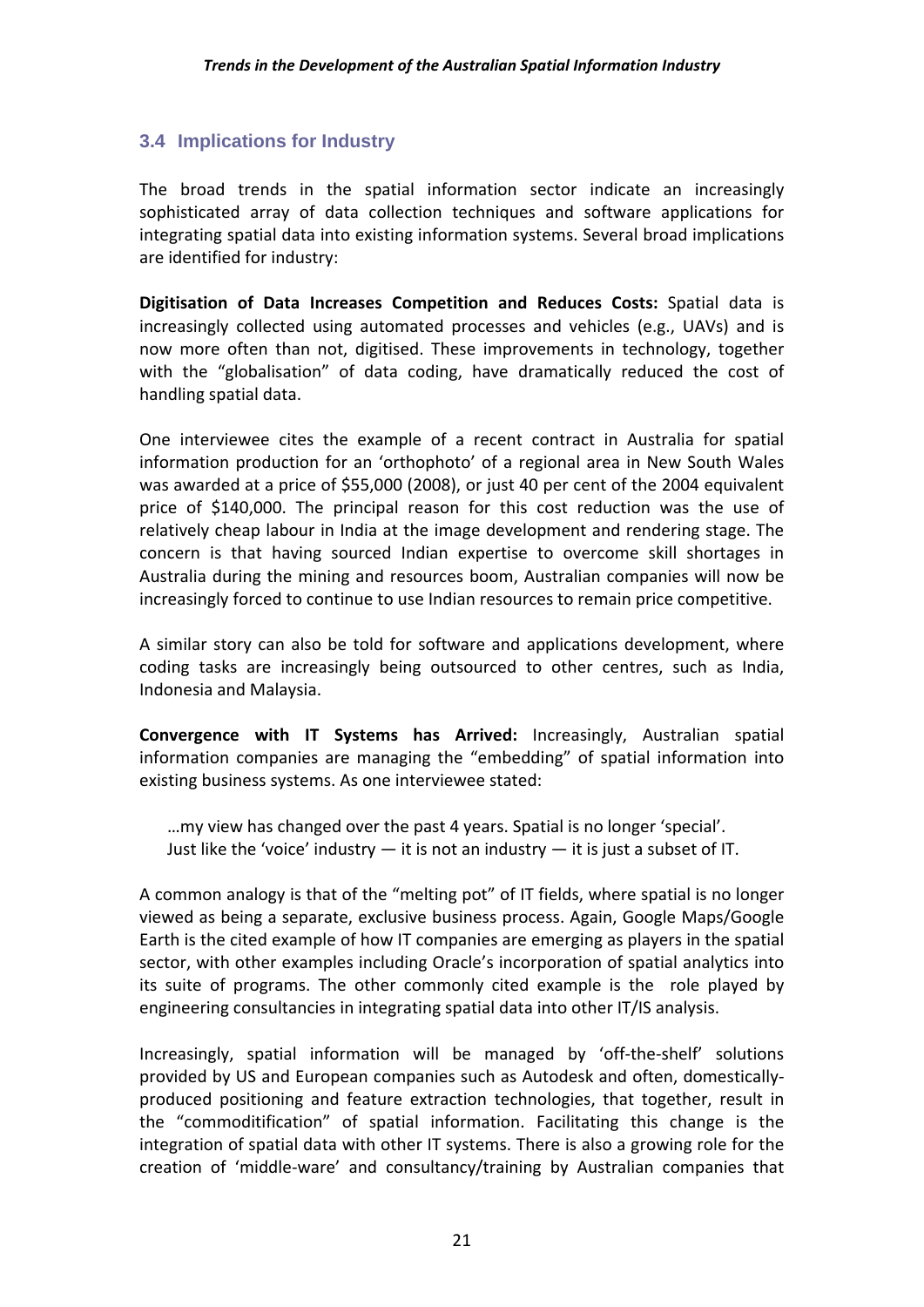## 3.4 Implications for Industry

The broad trends in the spatial information sector indicate an increasingly sophisticated array of data collection techniques and software applications for integrating spatial data into existing information systems. Several broad implications are identified for industry:

**Digitisation of Data Increases Competition and Reduces Costs:** Spatial data is increasingly collected using automated processes and vehicles (e.g., UAVs) and is now more often than not, digitised. These improvements in technology, together with the "globalisation" of data coding, have dramatically reduced the cost of handling spatial data.

One interviewee cites the example of a recent contract in Australia for spatial information production for an 'orthophoto' of a regional area in New South Wales was awarded at a price of $55,000 (2008), or just 40 per cent of the 2004 equivalent price of $140,000. The principal reason for this cost reduction was the use of relatively cheap labour in India at the image development and rendering stage. The concern is that having sourced Indian expertise to overcome skill shortages in Australia during the mining and resources boom, Australian companies will now be increasingly forced to continue to use Indian resources to remain price competitive.

A similar story can also be told for software and applications development, where coding tasks are increasingly being outsourced to other centres, such as India, Indonesia and Malaysia.

**Convergence with IT Systems has Arrived:** Increasingly, Australian spatial information companies are managing the "embedding" of spatial information into existing business systems. As one interviewee stated:

> …my view has changed over the past 4 years. Spatial is no longer 'special'. Just like the 'voice' industry — it is not an industry — it is just a subset of IT.

A common analogy is that of the "melting pot" of IT fields, where spatial is no longer viewed as being a separate, exclusive business process. Again, Google Maps/Google Earth is the cited example of how IT companies are emerging as players in the spatial sector, with other examples including Oracle's incorporation of spatial analytics into its suite of programs. The other commonly cited example is the role played by engineering consultancies in integrating spatial data into other IT/IS analysis.

Increasingly, spatial information will be managed by 'off-the-shelf' solutions provided by US and European companies such as Autodesk and often, domestically-produced positioning and feature extraction technologies, that together, result in the "commodititification" of spatial information. Facilitating this change is the integration of spatial data with other IT systems. There is also a growing role for the creation of 'middle-ware' and consultancy/training by Australian companies that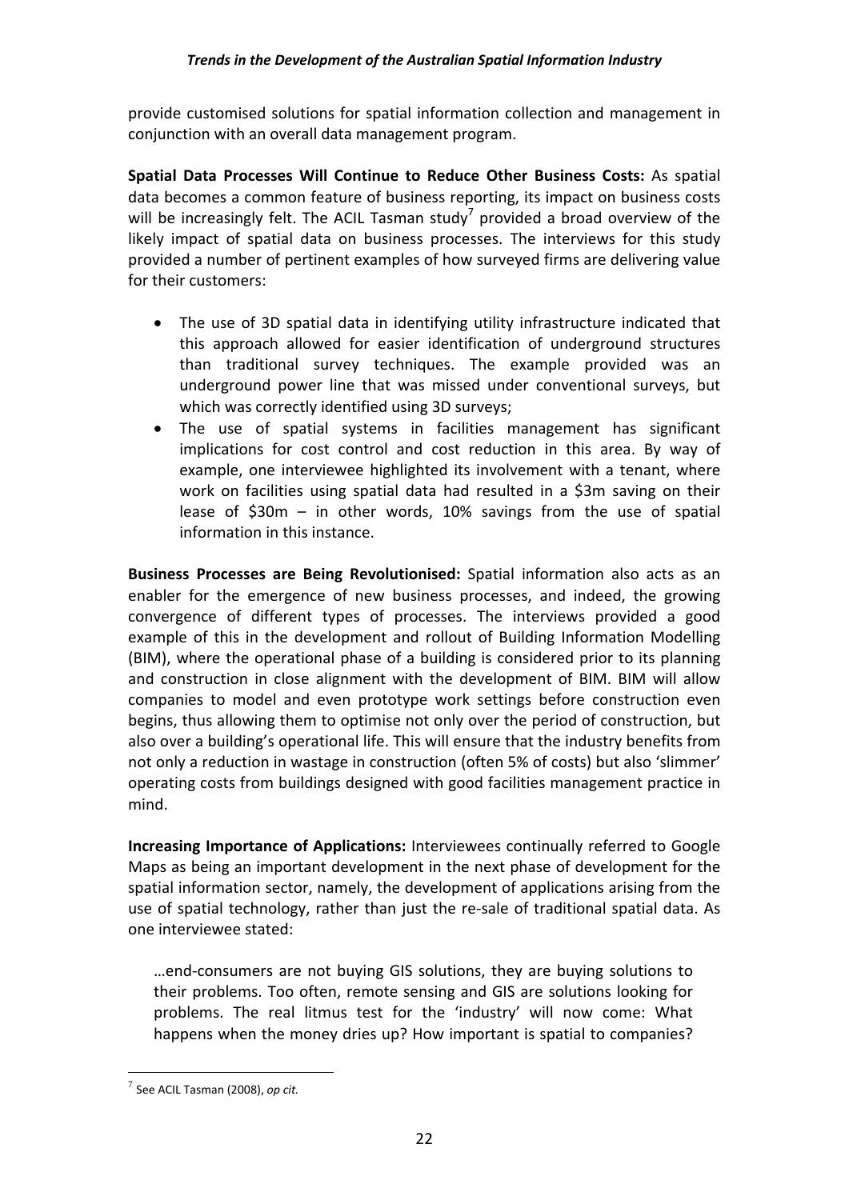provide customised solutions for spatial information collection and management in conjunction with an overall data management program.

**Spatial Data Processes Will Continue to Reduce Other Business Costs:** As spatial data becomes a common feature of business reporting, its impact on business costs will be increasingly felt. The ACIL Tasman study[7] provided a broad overview of the likely impact of spatial data on business processes. The interviews for this study provided a number of pertinent examples of how surveyed firms are delivering value for their customers:

- The use of 3D spatial data in identifying utility infrastructure indicated that this approach allowed for easier identification of underground structures than traditional survey techniques. The example provided was an underground power line that was missed under conventional surveys, but which was correctly identified using 3D surveys;
- The use of spatial systems in facilities management has significant implications for cost control and cost reduction in this area. By way of example, one interviewee highlighted its involvement with a tenant, where work on facilities using spatial data had resulted in a $3m saving on their lease of $30m – in other words, 10% savings from the use of spatial information in this instance.

**Business Processes are Being Revolutionised:** Spatial information also acts as an enabler for the emergence of new business processes, and indeed, the growing convergence of different types of processes. The interviews provided a good example of this in the development and rollout of Building Information Modelling (BIM), where the operational phase of a building is considered prior to its planning and construction in close alignment with the development of BIM. BIM will allow companies to model and even prototype work settings before construction even begins, thus allowing them to optimise not only over the period of construction, but also over a building's operational life. This will ensure that the industry benefits from not only a reduction in wastage in construction (often 5% of costs) but also 'slimmer' operating costs from buildings designed with good facilities management practice in mind.

**Increasing Importance of Applications:** Interviewees continually referred to Google Maps as being an important development in the next phase of development for the spatial information sector, namely, the development of applications arising from the use of spatial technology, rather than just the re-sale of traditional spatial data. As one interviewee stated:

> …end-consumers are not buying GIS solutions, they are buying solutions to their problems. Too often, remote sensing and GIS are solutions looking for problems. The real litmus test for the 'industry' will now come: What happens when the money dries up? How important is spatial to companies?

[7] See ACIL Tasman (2008), *op cit.*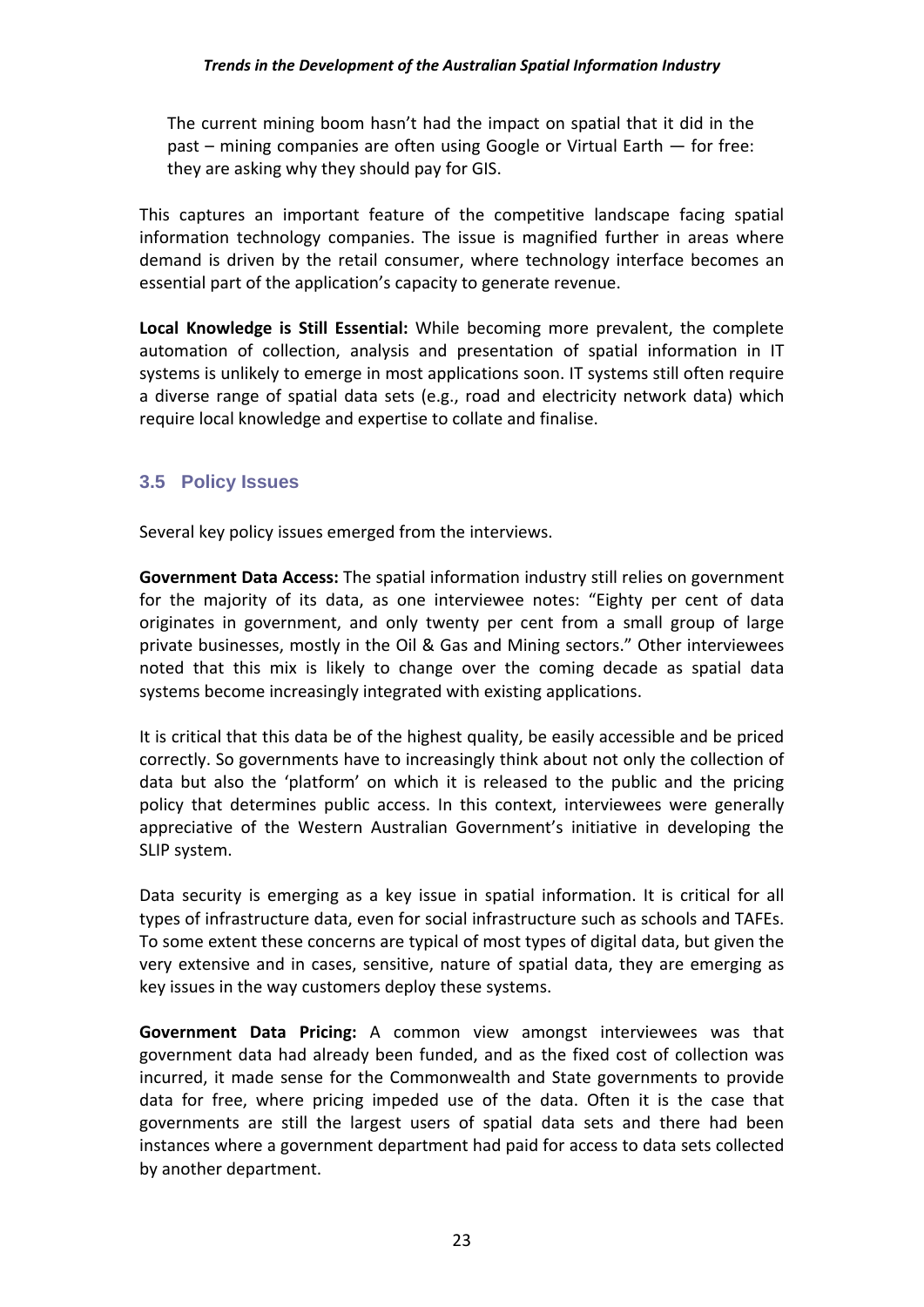> The current mining boom hasn't had the impact on spatial that it did in the past – mining companies are often using Google or Virtual Earth — for free: they are asking why they should pay for GIS.

This captures an important feature of the competitive landscape facing spatial information technology companies. The issue is magnified further in areas where demand is driven by the retail consumer, where technology interface becomes an essential part of the application's capacity to generate revenue.

**Local Knowledge is Still Essential:** While becoming more prevalent, the complete automation of collection, analysis and presentation of spatial information in IT systems is unlikely to emerge in most applications soon. IT systems still often require a diverse range of spatial data sets (e.g., road and electricity network data) which require local knowledge and expertise to collate and finalise.

### 3.5 Policy Issues

Several key policy issues emerged from the interviews.

**Government Data Access:** The spatial information industry still relies on government for the majority of its data, as one interviewee notes: "Eighty per cent of data originates in government, and only twenty per cent from a small group of large private businesses, mostly in the Oil & Gas and Mining sectors." Other interviewees noted that this mix is likely to change over the coming decade as spatial data systems become increasingly integrated with existing applications.

It is critical that this data be of the highest quality, be easily accessible and be priced correctly. So governments have to increasingly think about not only the collection of data but also the 'platform' on which it is released to the public and the pricing policy that determines public access. In this context, interviewees were generally appreciative of the Western Australian Government's initiative in developing the SLIP system.

Data security is emerging as a key issue in spatial information. It is critical for all types of infrastructure data, even for social infrastructure such as schools and TAFEs. To some extent these concerns are typical of most types of digital data, but given the very extensive and in cases, sensitive, nature of spatial data, they are emerging as key issues in the way customers deploy these systems.

**Government Data Pricing:** A common view amongst interviewees was that government data had already been funded, and as the fixed cost of collection was incurred, it made sense for the Commonwealth and State governments to provide data for free, where pricing impeded use of the data. Often it is the case that governments are still the largest users of spatial data sets and there had been instances where a government department had paid for access to data sets collected by another department.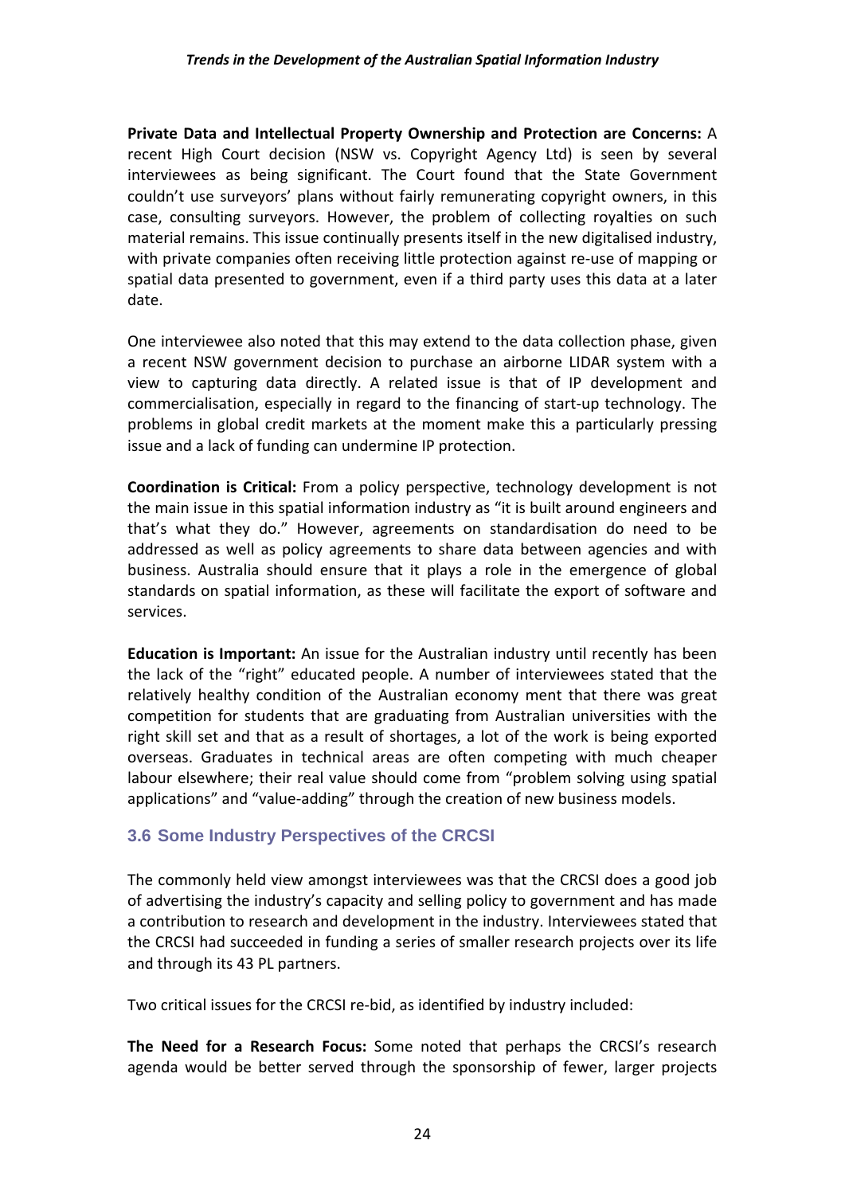**Private Data and Intellectual Property Ownership and Protection are Concerns:** A recent High Court decision (NSW vs. Copyright Agency Ltd) is seen by several interviewees as being significant. The Court found that the State Government couldn't use surveyors' plans without fairly remunerating copyright owners, in this case, consulting surveyors. However, the problem of collecting royalties on such material remains. This issue continually presents itself in the new digitalised industry, with private companies often receiving little protection against re-use of mapping or spatial data presented to government, even if a third party uses this data at a later date.

One interviewee also noted that this may extend to the data collection phase, given a recent NSW government decision to purchase an airborne LIDAR system with a view to capturing data directly. A related issue is that of IP development and commercialisation, especially in regard to the financing of start-up technology. The problems in global credit markets at the moment make this a particularly pressing issue and a lack of funding can undermine IP protection.

**Coordination is Critical:** From a policy perspective, technology development is not the main issue in this spatial information industry as "it is built around engineers and that's what they do." However, agreements on standardisation do need to be addressed as well as policy agreements to share data between agencies and with business. Australia should ensure that it plays a role in the emergence of global standards on spatial information, as these will facilitate the export of software and services.

**Education is Important:** An issue for the Australian industry until recently has been the lack of the "right" educated people. A number of interviewees stated that the relatively healthy condition of the Australian economy ment that there was great competition for students that are graduating from Australian universities with the right skill set and that as a result of shortages, a lot of the work is being exported overseas. Graduates in technical areas are often competing with much cheaper labour elsewhere; their real value should come from "problem solving using spatial applications" and "value-adding" through the creation of new business models.

### 3.6 Some Industry Perspectives of the CRCSI

The commonly held view amongst interviewees was that the CRCSI does a good job of advertising the industry's capacity and selling policy to government and has made a contribution to research and development in the industry. Interviewees stated that the CRCSI had succeeded in funding a series of smaller research projects over its life and through its 43 PL partners.

Two critical issues for the CRCSI re-bid, as identified by industry included:

**The Need for a Research Focus:** Some noted that perhaps the CRCSI's research agenda would be better served through the sponsorship of fewer, larger projects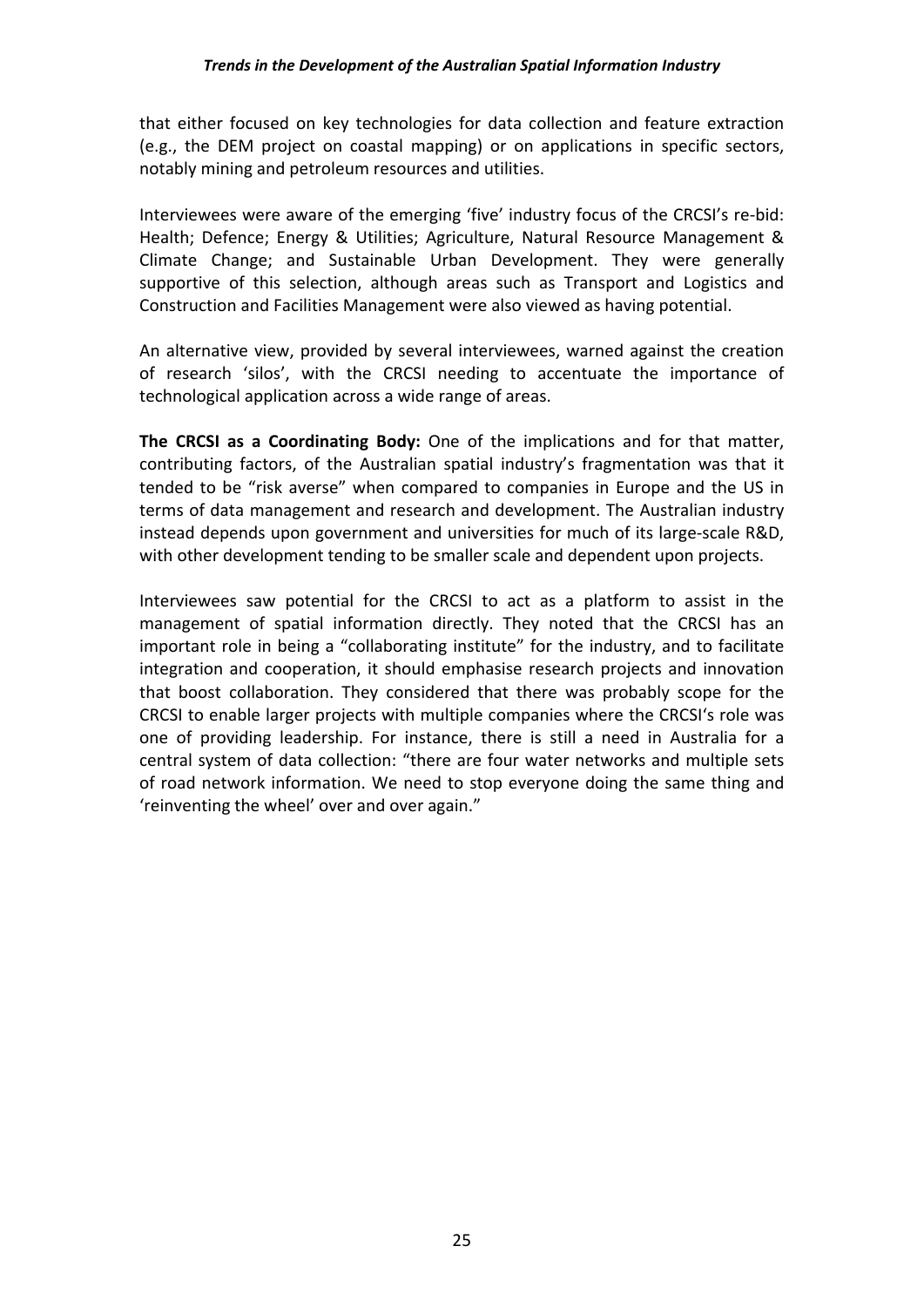that either focused on key technologies for data collection and feature extraction (e.g., the DEM project on coastal mapping) or on applications in specific sectors, notably mining and petroleum resources and utilities.

Interviewees were aware of the emerging 'five' industry focus of the CRCSI's re-bid: Health; Defence; Energy & Utilities; Agriculture, Natural Resource Management & Climate Change; and Sustainable Urban Development. They were generally supportive of this selection, although areas such as Transport and Logistics and Construction and Facilities Management were also viewed as having potential.

An alternative view, provided by several interviewees, warned against the creation of research 'silos', with the CRCSI needing to accentuate the importance of technological application across a wide range of areas.

**The CRCSI as a Coordinating Body:** One of the implications and for that matter, contributing factors, of the Australian spatial industry's fragmentation was that it tended to be "risk averse" when compared to companies in Europe and the US in terms of data management and research and development. The Australian industry instead depends upon government and universities for much of its large-scale R&D, with other development tending to be smaller scale and dependent upon projects.

Interviewees saw potential for the CRCSI to act as a platform to assist in the management of spatial information directly. They noted that the CRCSI has an important role in being a "collaborating institute" for the industry, and to facilitate integration and cooperation, it should emphasise research projects and innovation that boost collaboration. They considered that there was probably scope for the CRCSI to enable larger projects with multiple companies where the CRCSI's role was one of providing leadership. For instance, there is still a need in Australia for a central system of data collection: "there are four water networks and multiple sets of road network information. We need to stop everyone doing the same thing and 'reinventing the wheel' over and over again."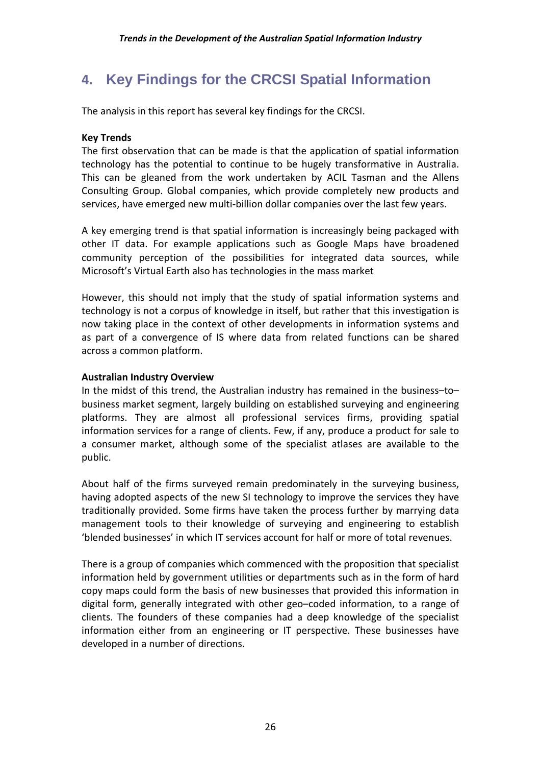# 4. Key Findings for the CRCSI Spatial Information

The analysis in this report has several key findings for the CRCSI.

**Key Trends**

The first observation that can be made is that the application of spatial information technology has the potential to continue to be hugely transformative in Australia. This can be gleaned from the work undertaken by ACIL Tasman and the Allens Consulting Group. Global companies, which provide completely new products and services, have emerged new multi-billion dollar companies over the last few years.

A key emerging trend is that spatial information is increasingly being packaged with other IT data. For example applications such as Google Maps have broadened community perception of the possibilities for integrated data sources, while Microsoft's Virtual Earth also has technologies in the mass market

However, this should not imply that the study of spatial information systems and technology is not a corpus of knowledge in itself, but rather that this investigation is now taking place in the context of other developments in information systems and as part of a convergence of IS where data from related functions can be shared across a common platform.

**Australian Industry Overview**

In the midst of this trend, the Australian industry has remained in the business–to–business market segment, largely building on established surveying and engineering platforms. They are almost all professional services firms, providing spatial information services for a range of clients. Few, if any, produce a product for sale to a consumer market, although some of the specialist atlases are available to the public.

About half of the firms surveyed remain predominately in the surveying business, having adopted aspects of the new SI technology to improve the services they have traditionally provided. Some firms have taken the process further by marrying data management tools to their knowledge of surveying and engineering to establish 'blended businesses' in which IT services account for half or more of total revenues.

There is a group of companies which commenced with the proposition that specialist information held by government utilities or departments such as in the form of hard copy maps could form the basis of new businesses that provided this information in digital form, generally integrated with other geo–coded information, to a range of clients. The founders of these companies had a deep knowledge of the specialist information either from an engineering or IT perspective. These businesses have developed in a number of directions.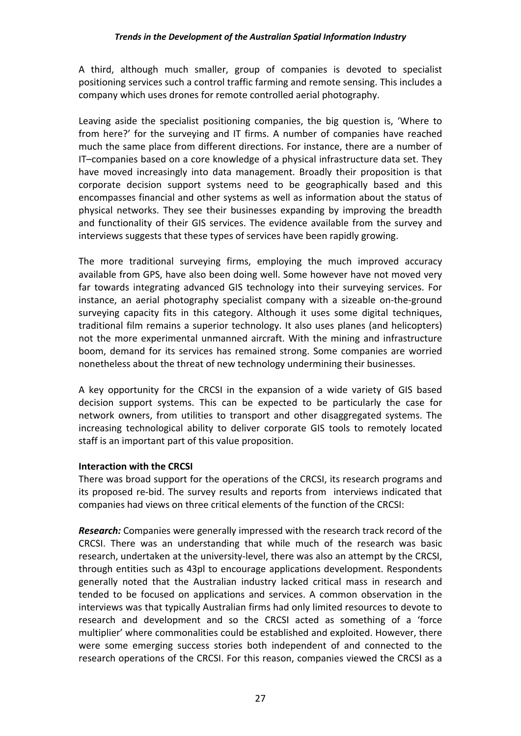A third, although much smaller, group of companies is devoted to specialist positioning services such a control traffic farming and remote sensing. This includes a company which uses drones for remote controlled aerial photography.

Leaving aside the specialist positioning companies, the big question is, 'Where to from here?' for the surveying and IT firms. A number of companies have reached much the same place from different directions. For instance, there are a number of IT–companies based on a core knowledge of a physical infrastructure data set. They have moved increasingly into data management. Broadly their proposition is that corporate decision support systems need to be geographically based and this encompasses financial and other systems as well as information about the status of physical networks. They see their businesses expanding by improving the breadth and functionality of their GIS services. The evidence available from the survey and interviews suggests that these types of services have been rapidly growing.

The more traditional surveying firms, employing the much improved accuracy available from GPS, have also been doing well. Some however have not moved very far towards integrating advanced GIS technology into their surveying services. For instance, an aerial photography specialist company with a sizeable on-the-ground surveying capacity fits in this category. Although it uses some digital techniques, traditional film remains a superior technology. It also uses planes (and helicopters) not the more experimental unmanned aircraft. With the mining and infrastructure boom, demand for its services has remained strong. Some companies are worried nonetheless about the threat of new technology undermining their businesses.

A key opportunity for the CRCSI in the expansion of a wide variety of GIS based decision support systems. This can be expected to be particularly the case for network owners, from utilities to transport and other disaggregated systems. The increasing technological ability to deliver corporate GIS tools to remotely located staff is an important part of this value proposition.

**Interaction with the CRCSI**

There was broad support for the operations of the CRCSI, its research programs and its proposed re-bid. The survey results and reports from interviews indicated that companies had views on three critical elements of the function of the CRCSI:

***Research:*** Companies were generally impressed with the research track record of the CRCSI. There was an understanding that while much of the research was basic research, undertaken at the university-level, there was also an attempt by the CRCSI, through entities such as 43pl to encourage applications development. Respondents generally noted that the Australian industry lacked critical mass in research and tended to be focused on applications and services. A common observation in the interviews was that typically Australian firms had only limited resources to devote to research and development and so the CRCSI acted as something of a 'force multiplier' where commonalities could be established and exploited. However, there were some emerging success stories both independent of and connected to the research operations of the CRCSI. For this reason, companies viewed the CRCSI as a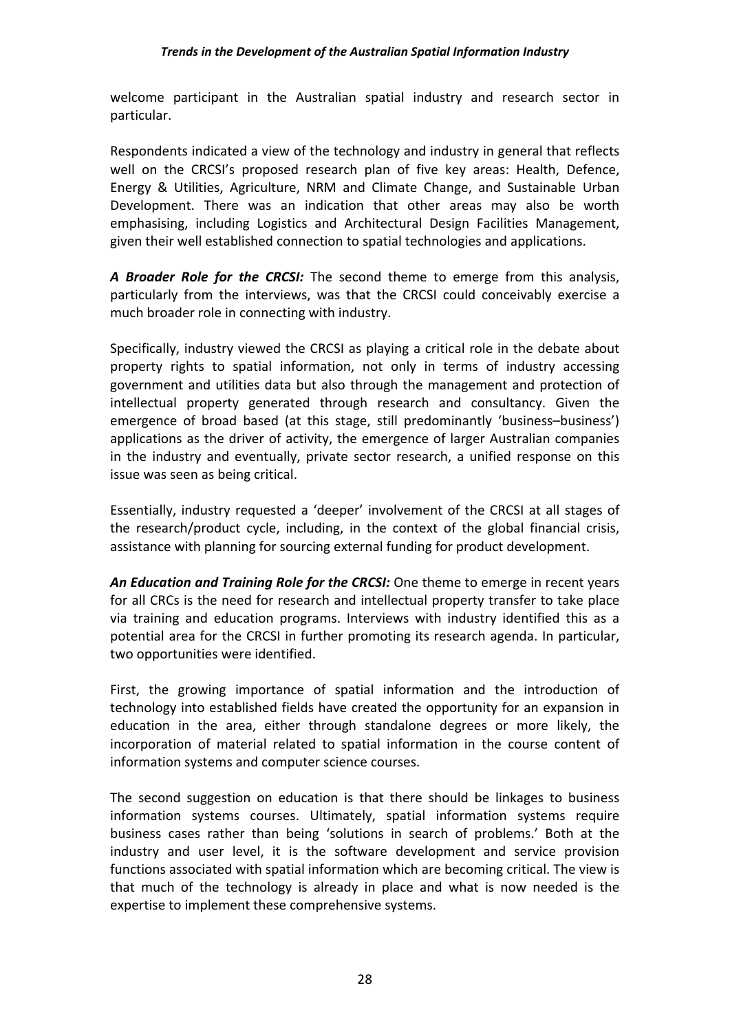welcome participant in the Australian spatial industry and research sector in particular.

Respondents indicated a view of the technology and industry in general that reflects well on the CRCSI's proposed research plan of five key areas: Health, Defence, Energy & Utilities, Agriculture, NRM and Climate Change, and Sustainable Urban Development. There was an indication that other areas may also be worth emphasising, including Logistics and Architectural Design Facilities Management, given their well established connection to spatial technologies and applications.

***A Broader Role for the CRCSI:*** The second theme to emerge from this analysis, particularly from the interviews, was that the CRCSI could conceivably exercise a much broader role in connecting with industry.

Specifically, industry viewed the CRCSI as playing a critical role in the debate about property rights to spatial information, not only in terms of industry accessing government and utilities data but also through the management and protection of intellectual property generated through research and consultancy. Given the emergence of broad based (at this stage, still predominantly 'business–business') applications as the driver of activity, the emergence of larger Australian companies in the industry and eventually, private sector research, a unified response on this issue was seen as being critical.

Essentially, industry requested a 'deeper' involvement of the CRCSI at all stages of the research/product cycle, including, in the context of the global financial crisis, assistance with planning for sourcing external funding for product development.

***An Education and Training Role for the CRCSI:*** One theme to emerge in recent years for all CRCs is the need for research and intellectual property transfer to take place via training and education programs. Interviews with industry identified this as a potential area for the CRCSI in further promoting its research agenda. In particular, two opportunities were identified.

First, the growing importance of spatial information and the introduction of technology into established fields have created the opportunity for an expansion in education in the area, either through standalone degrees or more likely, the incorporation of material related to spatial information in the course content of information systems and computer science courses.

The second suggestion on education is that there should be linkages to business information systems courses. Ultimately, spatial information systems require business cases rather than being 'solutions in search of problems.' Both at the industry and user level, it is the software development and service provision functions associated with spatial information which are becoming critical. The view is that much of the technology is already in place and what is now needed is the expertise to implement these comprehensive systems.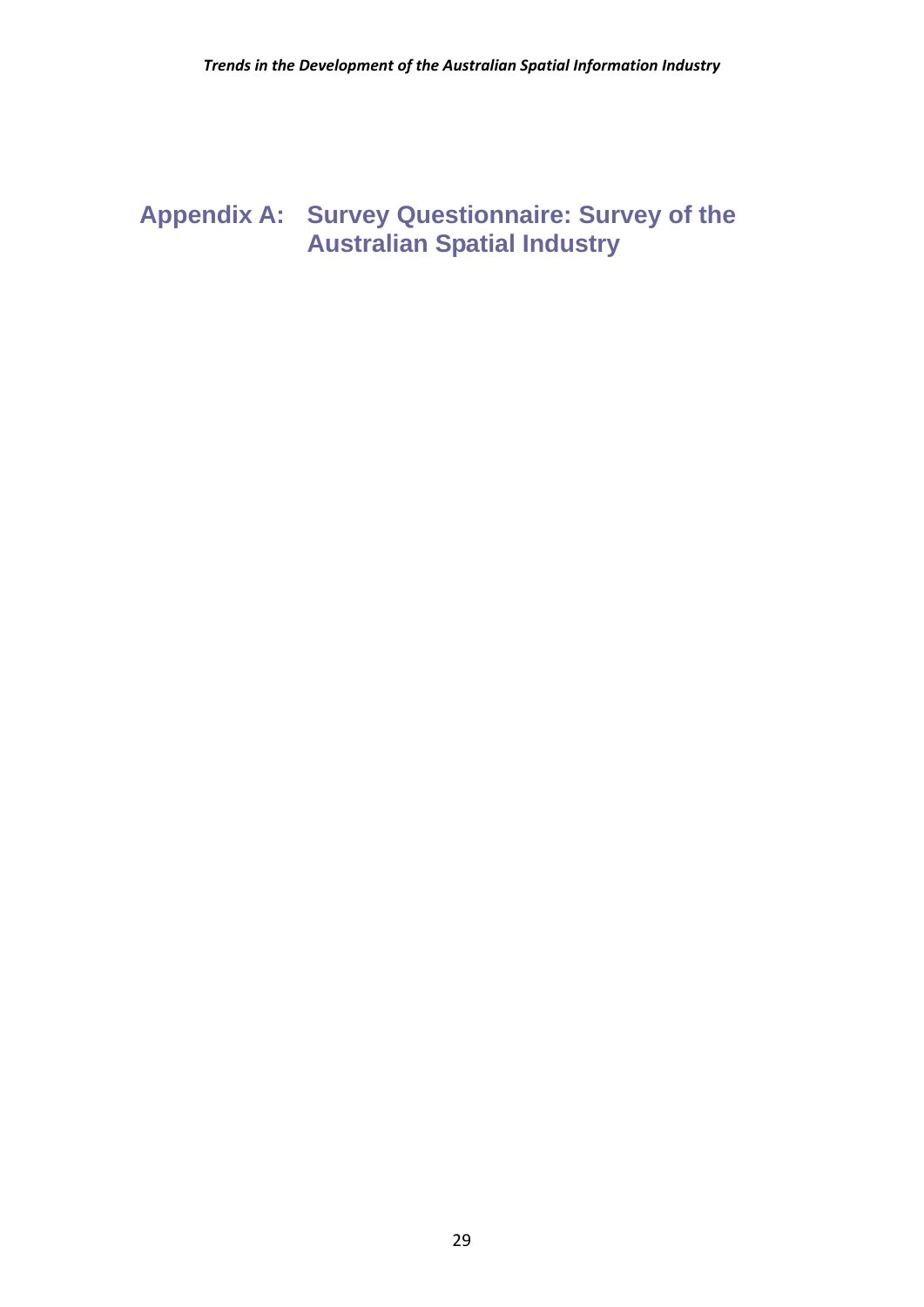# Appendix A: Survey Questionnaire: Survey of the Australian Spatial Industry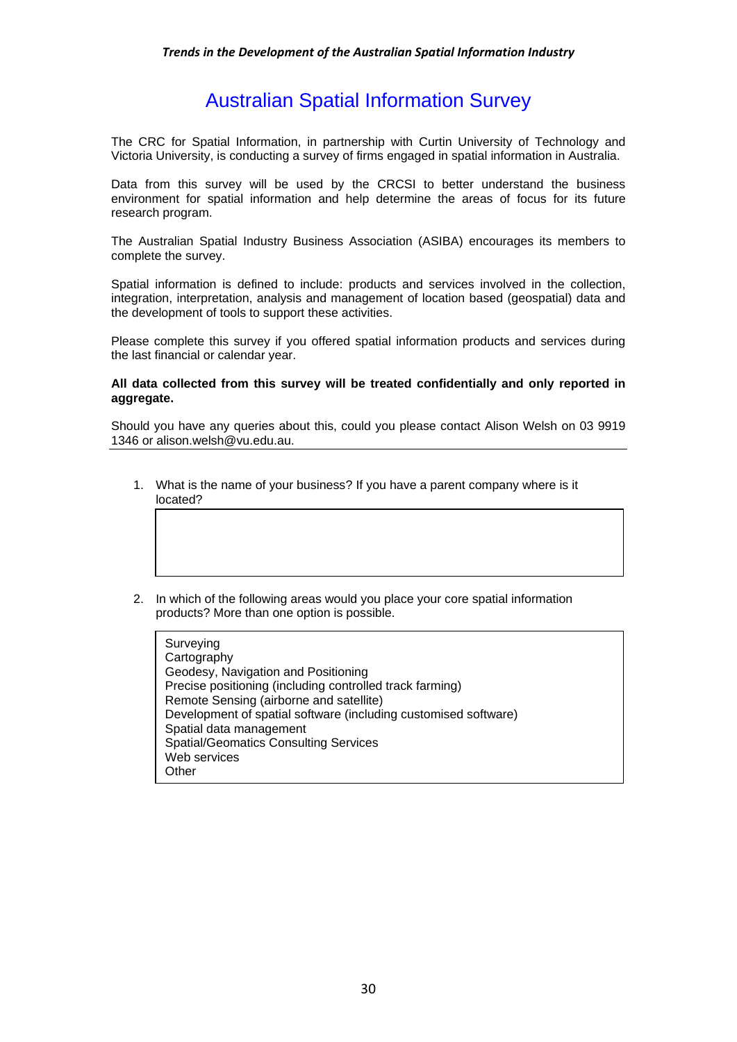# Australian Spatial Information Survey

The CRC for Spatial Information, in partnership with Curtin University of Technology and Victoria University, is conducting a survey of firms engaged in spatial information in Australia.

Data from this survey will be used by the CRCSI to better understand the business environment for spatial information and help determine the areas of focus for its future research program.

The Australian Spatial Industry Business Association (ASIBA) encourages its members to complete the survey.

Spatial information is defined to include: products and services involved in the collection, integration, interpretation, analysis and management of location based (geospatial) data and the development of tools to support these activities.

Please complete this survey if you offered spatial information products and services during the last financial or calendar year.

**All data collected from this survey will be treated confidentially and only reported in aggregate.**

Should you have any queries about this, could you please contact Alison Welsh on 03 9919 1346 or alison.welsh@vu.edu.au.

---

1. What is the name of your business? If you have a parent company where is it located?

2. In which of the following areas would you place your core spatial information products? More than one option is possible.

   - Surveying
   - Cartography
   - Geodesy, Navigation and Positioning
   - Precise positioning (including controlled track farming)
   - Remote Sensing (airborne and satellite)
   - Development of spatial software (including customised software)
   - Spatial data management
   - Spatial/Geomatics Consulting Services
   - Web services
   - Other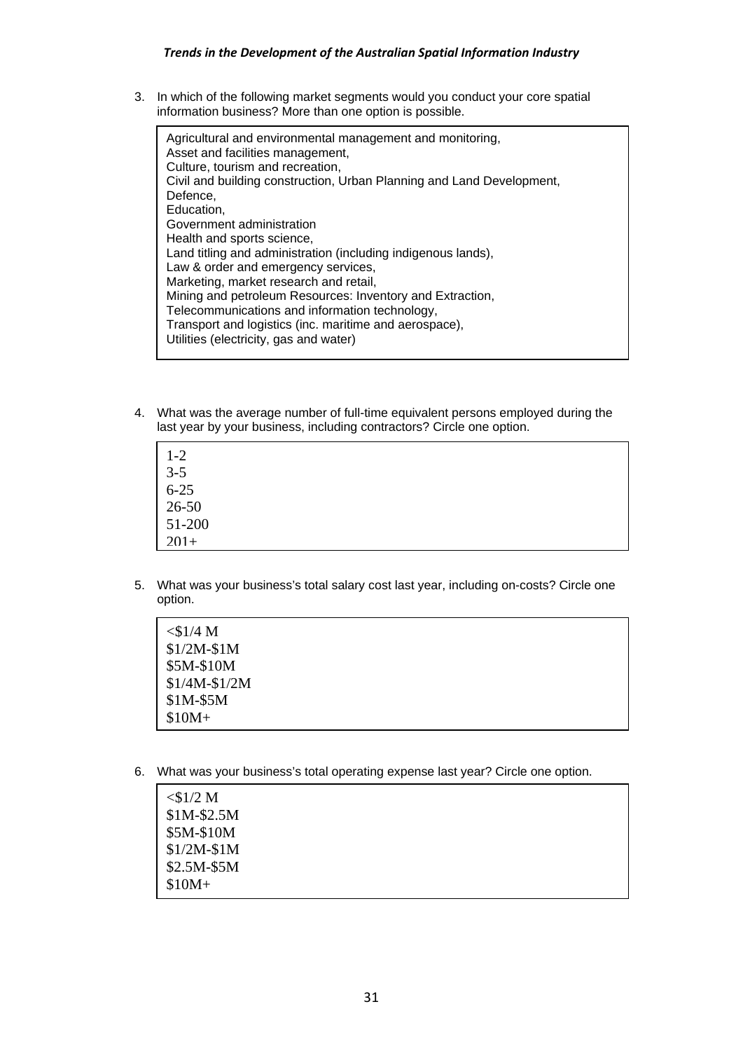3. In which of the following market segments would you conduct your core spatial information business? More than one option is possible.

   Agricultural and environmental management and monitoring,
   Asset and facilities management,
   Culture, tourism and recreation,
   Civil and building construction, Urban Planning and Land Development,
   Defence,
   Education,
   Government administration
   Health and sports science,
   Land titling and administration (including indigenous lands),
   Law & order and emergency services,
   Marketing, market research and retail,
   Mining and petroleum Resources: Inventory and Extraction,
   Telecommunications and information technology,
   Transport and logistics (inc. maritime and aerospace),
   Utilities (electricity, gas and water)

4. What was the average number of full-time equivalent persons employed during the last year by your business, including contractors? Circle one option.

   1-2
   3-5
   6-25
   26-50
   51-200
   201+

5. What was your business's total salary cost last year, including on-costs? Circle one option.

   <$1/4 M
   $1/2M-$1M
   $5M-$10M
   $1/4M-$1/2M
   $1M-$5M
   $10M+

6. What was your business's total operating expense last year? Circle one option.

   <$1/2 M
   $1M-$2.5M
   $5M-$10M
   $1/2M-$1M
   $2.5M-$5M
   $10M+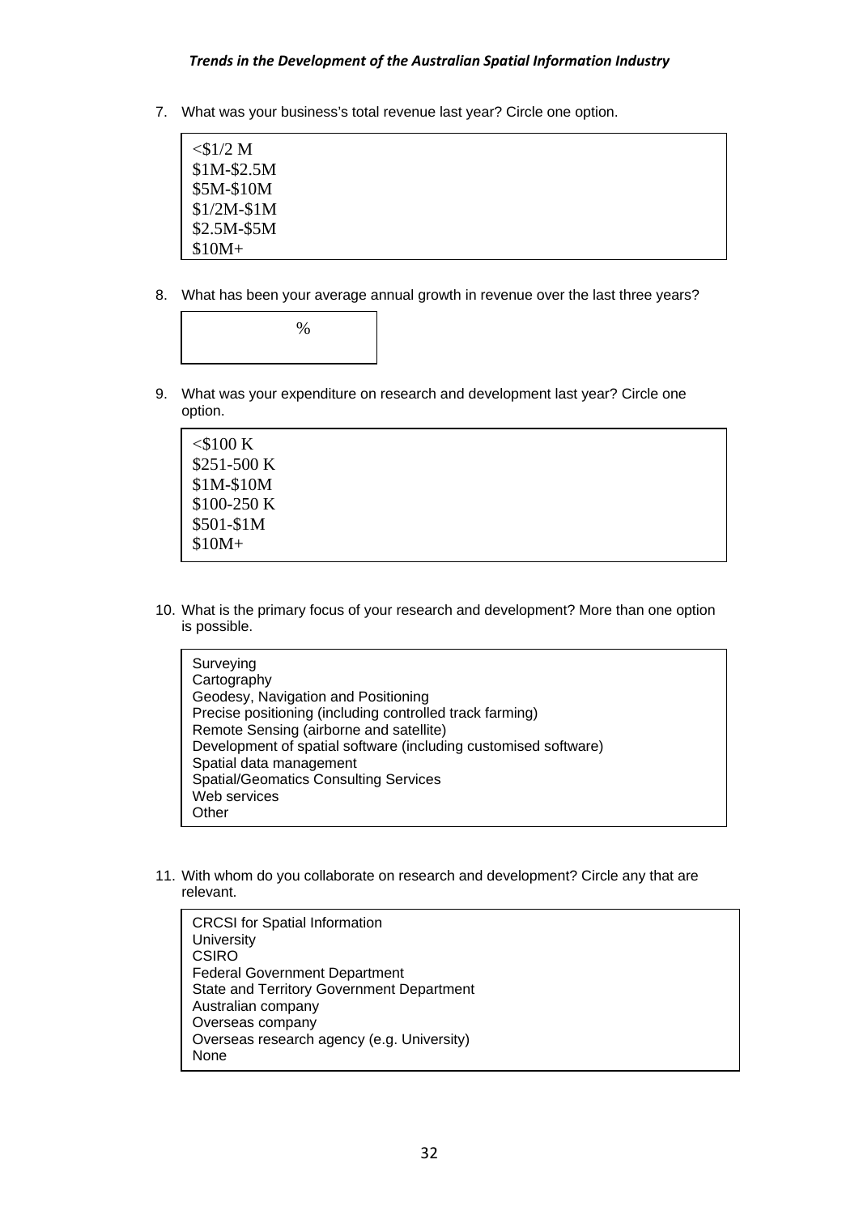7. What was your business's total revenue last year? Circle one option.

   <$1/2 M
   $1M-$2.5M
   $5M-$10M
   $1/2M-$1M
   $2.5M-$5M
   $10M+

8. What has been your average annual growth in revenue over the last three years?

   %

9. What was your expenditure on research and development last year? Circle one option.

   <$100 K
   $251-500 K
   $1M-$10M
   $100-250 K
   $501-$1M
   $10M+

10. What is the primary focus of your research and development? More than one option is possible.

    Surveying
    Cartography
    Geodesy, Navigation and Positioning
    Precise positioning (including controlled track farming)
    Remote Sensing (airborne and satellite)
    Development of spatial software (including customised software)
    Spatial data management
    Spatial/Geomatics Consulting Services
    Web services
    Other

11. With whom do you collaborate on research and development? Circle any that are relevant.

    CRCSI for Spatial Information
    University
    CSIRO
    Federal Government Department
    State and Territory Government Department
    Australian company
    Overseas company
    Overseas research agency (e.g. University)
    None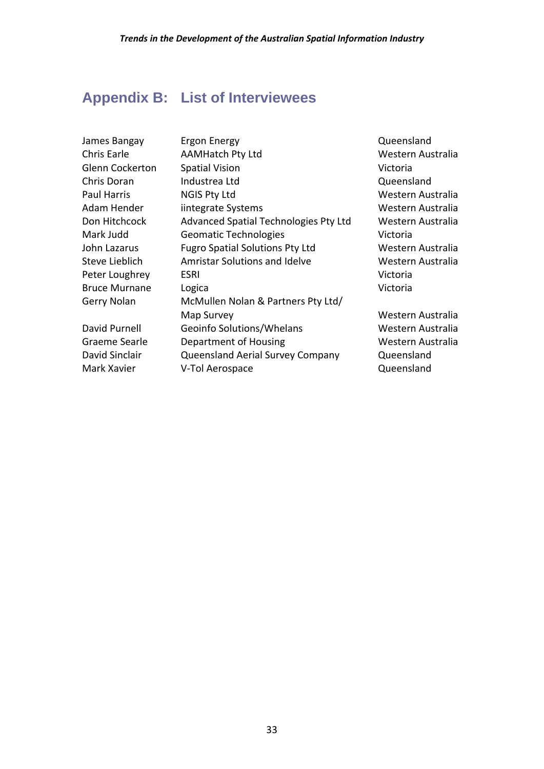## Appendix B: List of Interviewees

| | | |
|---|---|---|
| James Bangay | Ergon Energy | Queensland |
| Chris Earle | AAMHatch Pty Ltd | Western Australia |
| Glenn Cockerton | Spatial Vision | Victoria |
| Chris Doran | Industrea Ltd | Queensland |
| Paul Harris | NGIS Pty Ltd | Western Australia |
| Adam Hender | iintegrate Systems | Western Australia |
| Don Hitchcock | Advanced Spatial Technologies Pty Ltd | Western Australia |
| Mark Judd | Geomatic Technologies | Victoria |
| John Lazarus | Fugro Spatial Solutions Pty Ltd | Western Australia |
| Steve Lieblich | Amristar Solutions and Idelve | Western Australia |
| Peter Loughrey | ESRI | Victoria |
| Bruce Murnane | Logica | Victoria |
| Gerry Nolan | McMullen Nolan & Partners Pty Ltd/ Map Survey | Western Australia |
| David Purnell | Geoinfo Solutions/Whelans | Western Australia |
| Graeme Searle | Department of Housing | Western Australia |
| David Sinclair | Queensland Aerial Survey Company | Queensland |
| Mark Xavier | V-Tol Aerospace | Queensland |